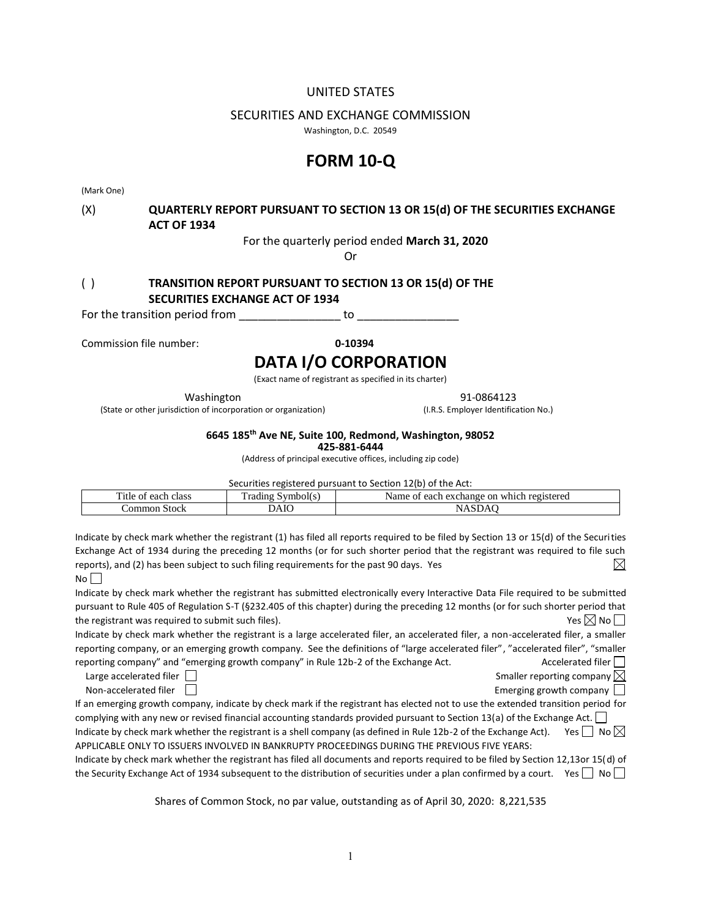UNITED STATES

SECURITIES AND EXCHANGE COMMISSION

Washington, D.C. 20549

# FORM 10-Q

(Mark One)

(X) **QUARTERLY REPORT PURSUANT TO SECTION 13 OR 15(d) OF THE SECURITIES EXCHANGE ACT OF 1934**

For the quarterly period ended **March 31, 2020**

Or

( ) **TRANSITION REPORT PURSUANT TO SECTION 13 OR 15(d) OF THE SECURITIES EXCHANGE ACT OF 1934**

For the transition period from ________________ to ________________

Commission file number: **0-10394**

# DATA I/O CORPORATION

(Exact name of registrant as specified in its charter)

Washington
(State or other jurisdiction of incorporation or organization)

91-0864123
(I.R.S. Employer Identification No.)

**6645 185th Ave NE, Suite 100, Redmond, Washington, 98052**
**425-881-6444**
(Address of principal executive offices, including zip code)

Securities registered pursuant to Section 12(b) of the Act:

| Title of each class | Trading Symbol(s) | Name of each exchange on which registered |
|---|---|---|
| Common Stock | DAIO | NASDAQ |

Indicate by check mark whether the registrant (1) has filed all reports required to be filed by Section 13 or 15(d) of the Securities Exchange Act of 1934 during the preceding 12 months (or for such shorter period that the registrant was required to file such reports), and (2) has been subject to such filing requirements for the past 90 days. Yes ☒ No ☐

Indicate by check mark whether the registrant has submitted electronically every Interactive Data File required to be submitted pursuant to Rule 405 of Regulation S-T (§232.405 of this chapter) during the preceding 12 months (or for such shorter period that the registrant was required to submit such files). Yes ☒ No ☐

Indicate by check mark whether the registrant is a large accelerated filer, an accelerated filer, a non-accelerated filer, a smaller reporting company, or an emerging growth company. See the definitions of "large accelerated filer", "accelerated filer", "smaller reporting company" and "emerging growth company" in Rule 12b-2 of the Exchange Act.

Accelerated filer ☐
Large accelerated filer ☐
Smaller reporting company ☒
Non-accelerated filer ☐
Emerging growth company ☐

If an emerging growth company, indicate by check mark if the registrant has elected not to use the extended transition period for complying with any new or revised financial accounting standards provided pursuant to Section 13(a) of the Exchange Act. ☐

Indicate by check mark whether the registrant is a shell company (as defined in Rule 12b-2 of the Exchange Act). Yes ☐ No ☒

APPLICABLE ONLY TO ISSUERS INVOLVED IN BANKRUPTY PROCEEDINGS DURING THE PREVIOUS FIVE YEARS:

Indicate by check mark whether the registrant has filed all documents and reports required to be filed by Section 12,13or 15(d) of the Security Exchange Act of 1934 subsequent to the distribution of securities under a plan confirmed by a court. Yes ☐ No ☐

Shares of Common Stock, no par value, outstanding as of April 30, 2020: 8,221,535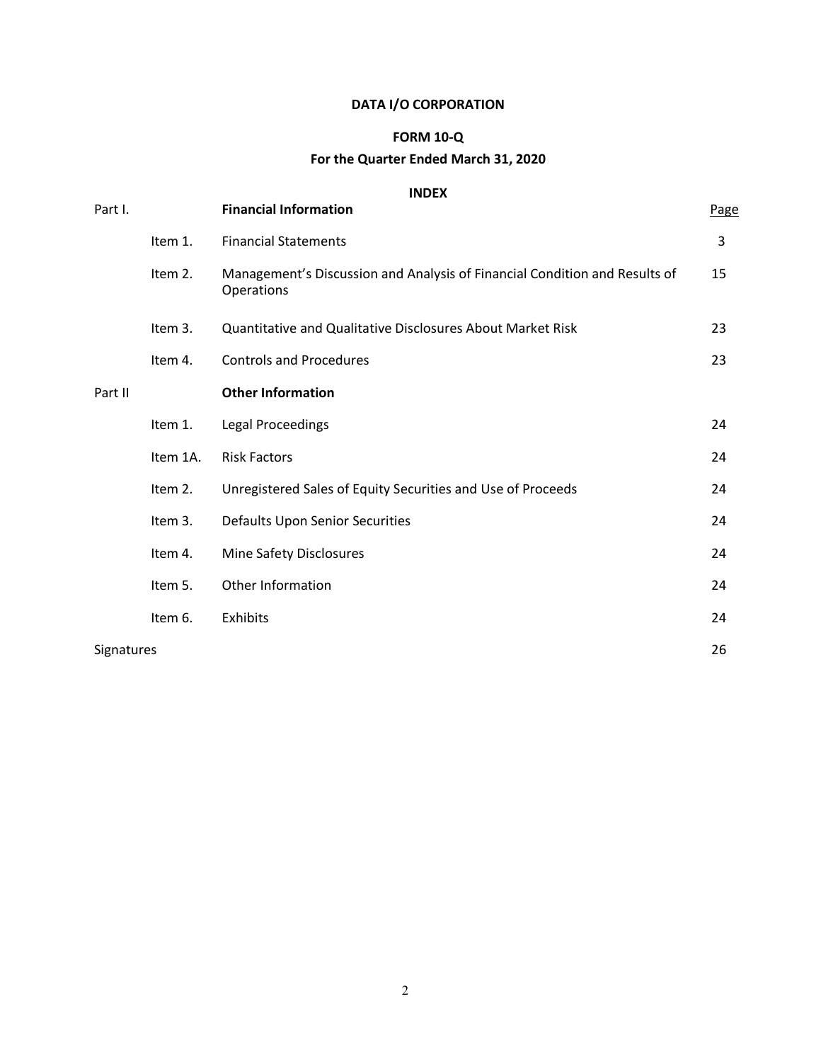**DATA I/O CORPORATION**

**FORM 10-Q**

**For the Quarter Ended March 31, 2020**

**INDEX**

| | | | |
|---|---|---|---|
| Part I. | | **Financial Information** | Page |
| | Item 1. | Financial Statements | 3 |
| | Item 2. | Management's Discussion and Analysis of Financial Condition and Results of Operations | 15 |
| | Item 3. | Quantitative and Qualitative Disclosures About Market Risk | 23 |
| | Item 4. | Controls and Procedures | 23 |
| Part II | | **Other Information** | |
| | Item 1. | Legal Proceedings | 24 |
| | Item 1A. | Risk Factors | 24 |
| | Item 2. | Unregistered Sales of Equity Securities and Use of Proceeds | 24 |
| | Item 3. | Defaults Upon Senior Securities | 24 |
| | Item 4. | Mine Safety Disclosures | 24 |
| | Item 5. | Other Information | 24 |
| | Item 6. | Exhibits | 24 |
| Signatures | | | 26 |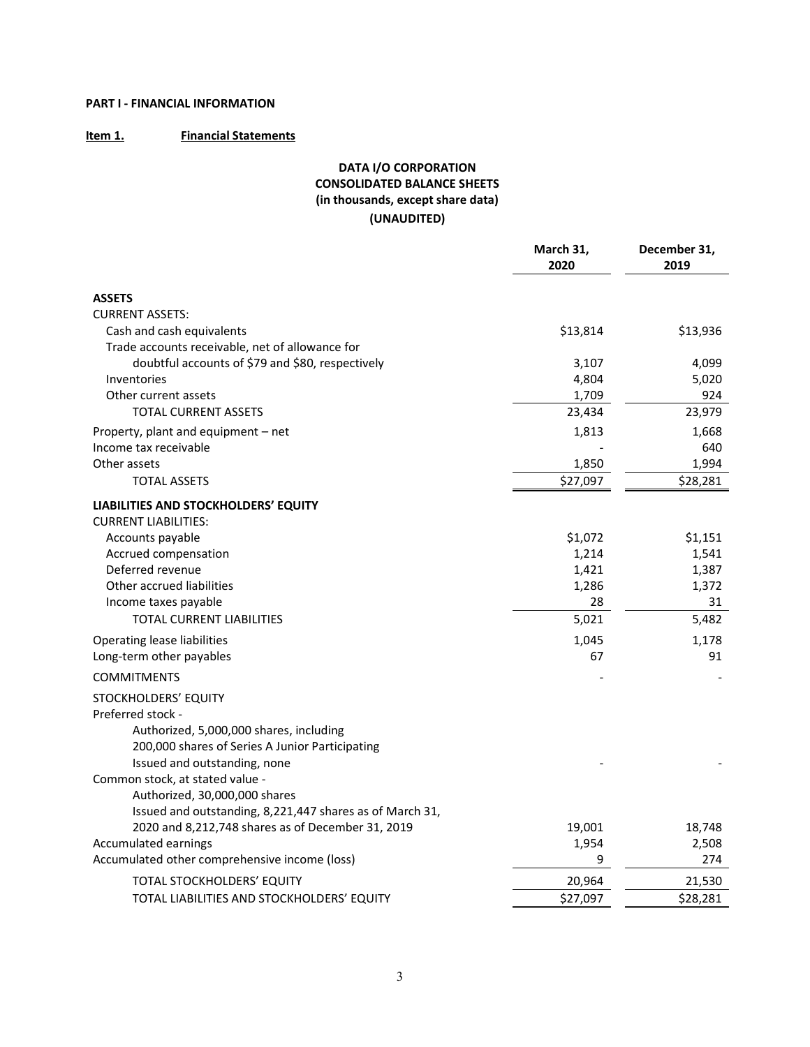**PART I - FINANCIAL INFORMATION**

**Item 1. Financial Statements**

**DATA I/O CORPORATION**
**CONSOLIDATED BALANCE SHEETS**
**(in thousands, except share data)**
**(UNAUDITED)**

| | March 31, 2020 | December 31, 2019 |
|---|---|---|
| **ASSETS** | | |
| CURRENT ASSETS: | | |
| Cash and cash equivalents | $13,814 | $13,936 |
| Trade accounts receivable, net of allowance for doubtful accounts of $79 and $80, respectively | 3,107 | 4,099 |
| Inventories | 4,804 | 5,020 |
| Other current assets | 1,709 | 924 |
| TOTAL CURRENT ASSETS | 23,434 | 23,979 |
| Property, plant and equipment – net | 1,813 | 1,668 |
| Income tax receivable | - | 640 |
| Other assets | 1,850 | 1,994 |
| TOTAL ASSETS | $27,097 | $28,281 |
| **LIABILITIES AND STOCKHOLDERS' EQUITY** | | |
| CURRENT LIABILITIES: | | |
| Accounts payable | $1,072 | $1,151 |
| Accrued compensation | 1,214 | 1,541 |
| Deferred revenue | 1,421 | 1,387 |
| Other accrued liabilities | 1,286 | 1,372 |
| Income taxes payable | 28 | 31 |
| TOTAL CURRENT LIABILITIES | 5,021 | 5,482 |
| Operating lease liabilities | 1,045 | 1,178 |
| Long-term other payables | 67 | 91 |
| COMMITMENTS | - | - |
| STOCKHOLDERS' EQUITY | | |
| Preferred stock - Authorized, 5,000,000 shares, including 200,000 shares of Series A Junior Participating Issued and outstanding, none | - | - |
| Common stock, at stated value - Authorized, 30,000,000 shares Issued and outstanding, 8,221,447 shares as of March 31, 2020 and 8,212,748 shares as of December 31, 2019 | 19,001 | 18,748 |
| Accumulated earnings | 1,954 | 2,508 |
| Accumulated other comprehensive income (loss) | 9 | 274 |
| TOTAL STOCKHOLDERS' EQUITY | 20,964 | 21,530 |
| TOTAL LIABILITIES AND STOCKHOLDERS' EQUITY | $27,097 | $28,281 |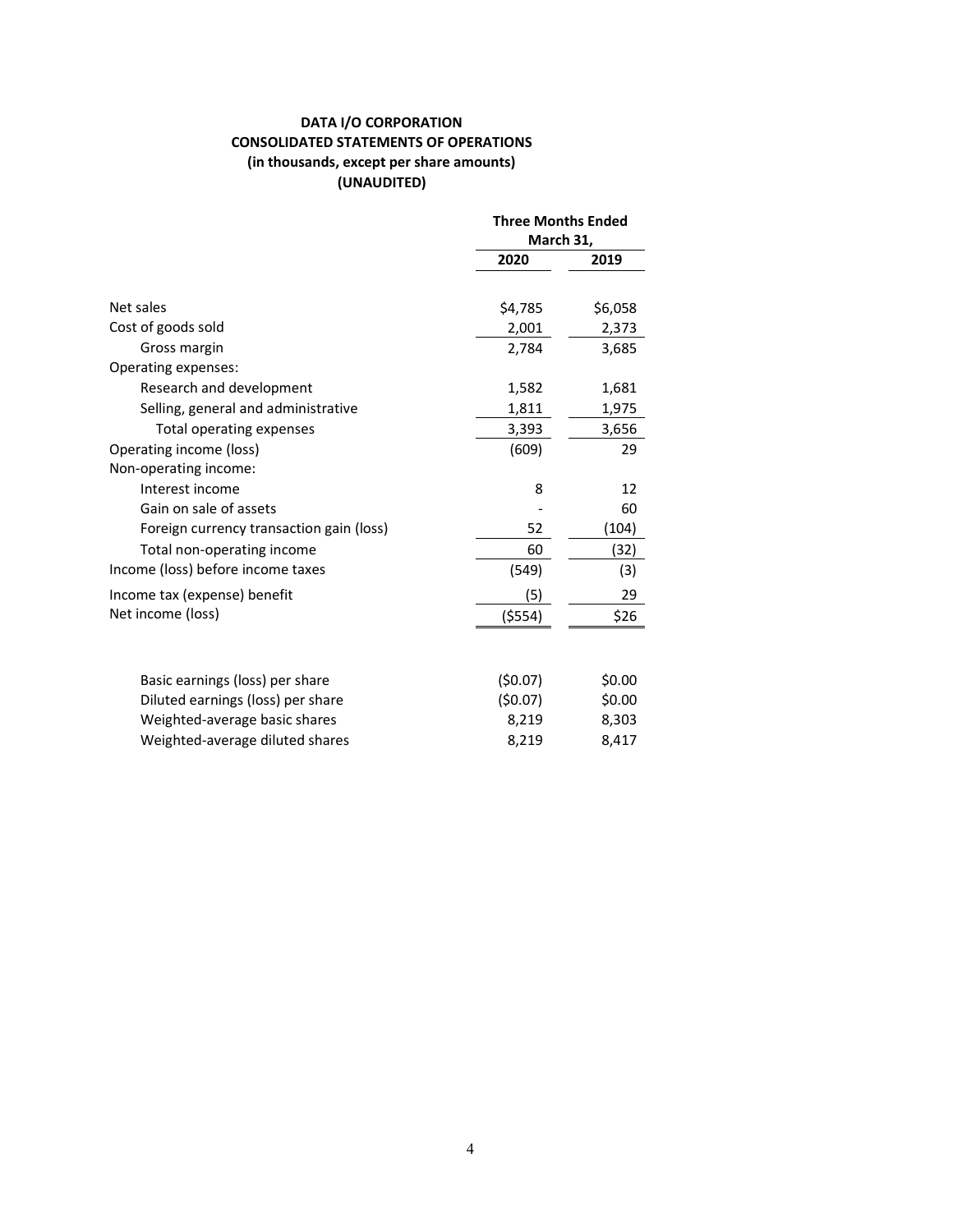**DATA I/O CORPORATION**
**CONSOLIDATED STATEMENTS OF OPERATIONS**
**(in thousands, except per share amounts)**
**(UNAUDITED)**

| | Three Months Ended March 31, | |
|---|---|---|
| | 2020 | 2019 |
| Net sales | $4,785 | $6,058 |
| Cost of goods sold | 2,001 | 2,373 |
| Gross margin | 2,784 | 3,685 |
| Operating expenses: | | |
| Research and development | 1,582 | 1,681 |
| Selling, general and administrative | 1,811 | 1,975 |
| Total operating expenses | 3,393 | 3,656 |
| Operating income (loss) | (609) | 29 |
| Non-operating income: | | |
| Interest income | 8 | 12 |
| Gain on sale of assets | - | 60 |
| Foreign currency transaction gain (loss) | 52 | (104) |
| Total non-operating income | 60 | (32) |
| Income (loss) before income taxes | (549) | (3) |
| Income tax (expense) benefit | (5) | 29 |
| Net income (loss) | ($554) | $26 |
| | | |
| Basic earnings (loss) per share | ($0.07) | $0.00 |
| Diluted earnings (loss) per share | ($0.07) | $0.00 |
| Weighted-average basic shares | 8,219 | 8,303 |
| Weighted-average diluted shares | 8,219 | 8,417 |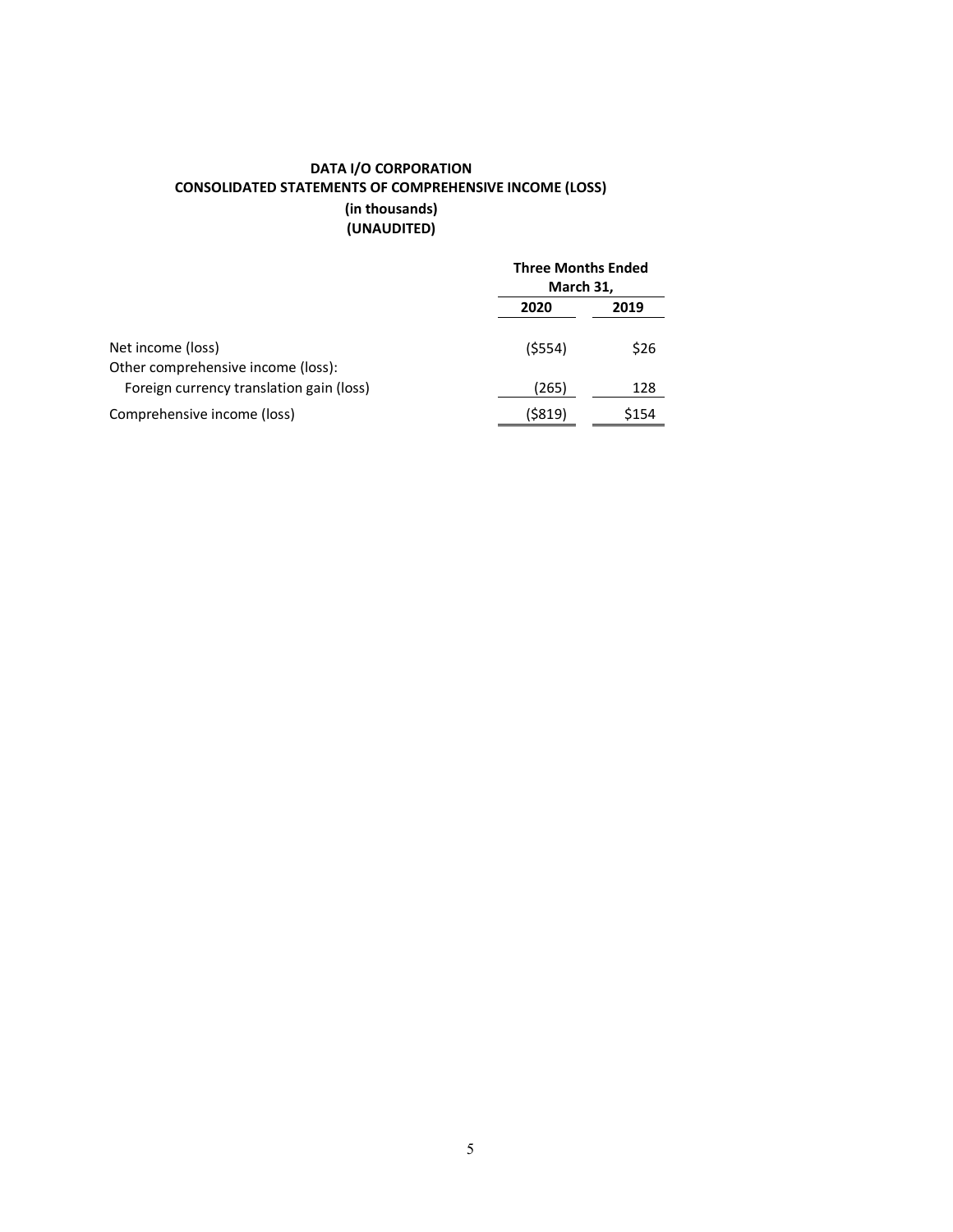**DATA I/O CORPORATION**
**CONSOLIDATED STATEMENTS OF COMPREHENSIVE INCOME (LOSS)**
**(in thousands)**
**(UNAUDITED)**

| | Three Months Ended March 31, | |
|---|---|---|
| | **2020** | **2019** |
| Net income (loss) | ($554) | $26 |
| Other comprehensive income (loss): | | |
| Foreign currency translation gain (loss) | (265) | 128 |
| Comprehensive income (loss) | ($819) | $154 |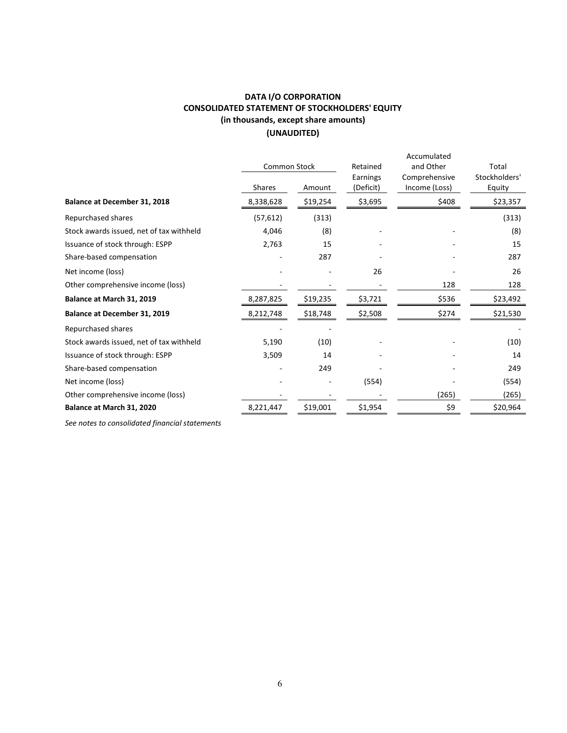**DATA I/O CORPORATION**
**CONSOLIDATED STATEMENT OF STOCKHOLDERS' EQUITY**
**(in thousands, except share amounts)**
**(UNAUDITED)**

| | Common Stock | | Retained Earnings (Deficit) | Accumulated and Other Comprehensive Income (Loss) | Total Stockholders' Equity |
|---|---|---|---|---|---|
| | Shares | Amount | | | |
| **Balance at December 31, 2018** | 8,338,628 | $19,254 | $3,695 | $408 | $23,357 |
| Repurchased shares | (57,612) | (313) | | | (313) |
| Stock awards issued, net of tax withheld | 4,046 | (8) | - | - | (8) |
| Issuance of stock through: ESPP | 2,763 | 15 | - | - | 15 |
| Share-based compensation | - | 287 | - | - | 287 |
| Net income (loss) | - | - | 26 | - | 26 |
| Other comprehensive income (loss) | - | - | - | 128 | 128 |
| **Balance at March 31, 2019** | 8,287,825 | $19,235 | $3,721 | $536 | $23,492 |
| **Balance at December 31, 2019** | 8,212,748 | $18,748 | $2,508 | $274 | $21,530 |
| Repurchased shares | - | - | | | - |
| Stock awards issued, net of tax withheld | 5,190 | (10) | - | - | (10) |
| Issuance of stock through: ESPP | 3,509 | 14 | - | - | 14 |
| Share-based compensation | - | 249 | - | - | 249 |
| Net income (loss) | - | - | (554) | - | (554) |
| Other comprehensive income (loss) | - | - | - | (265) | (265) |
| **Balance at March 31, 2020** | 8,221,447 | $19,001 | $1,954 | $9 | $20,964 |

*See notes to consolidated financial statements*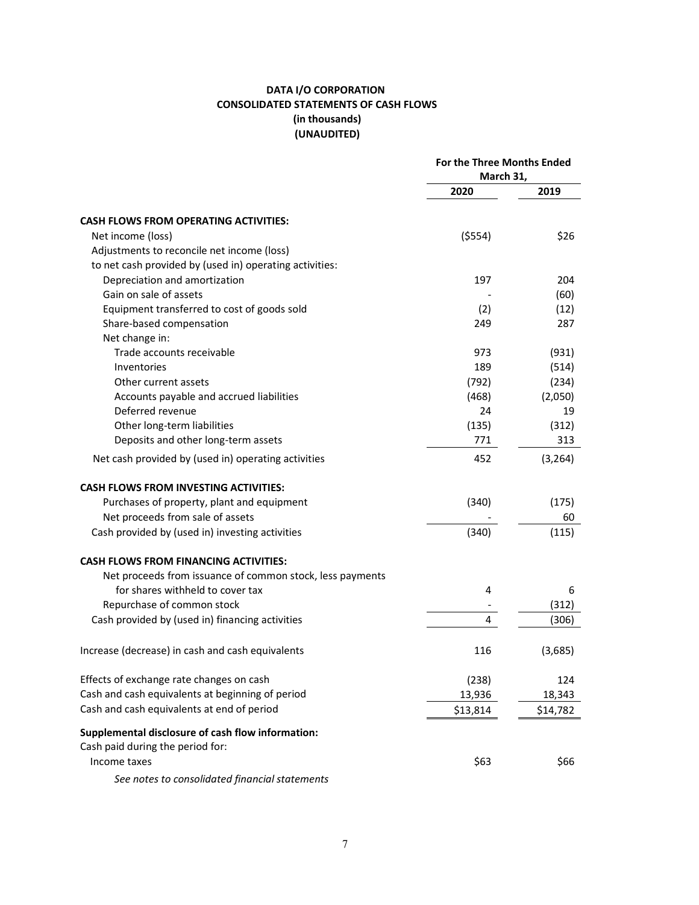**DATA I/O CORPORATION**
**CONSOLIDATED STATEMENTS OF CASH FLOWS**
**(in thousands)**
**(UNAUDITED)**

| | For the Three Months Ended March 31, | |
|---|---|---|
| | 2020 | 2019 |
| **CASH FLOWS FROM OPERATING ACTIVITIES:** | | |
| Net income (loss) | ($554) | $26 |
| Adjustments to reconcile net income (loss) to net cash provided by (used in) operating activities: | | |
| Depreciation and amortization | 197 | 204 |
| Gain on sale of assets | - | (60) |
| Equipment transferred to cost of goods sold | (2) | (12) |
| Share-based compensation | 249 | 287 |
| Net change in: | | |
| Trade accounts receivable | 973 | (931) |
| Inventories | 189 | (514) |
| Other current assets | (792) | (234) |
| Accounts payable and accrued liabilities | (468) | (2,050) |
| Deferred revenue | 24 | 19 |
| Other long-term liabilities | (135) | (312) |
| Deposits and other long-term assets | 771 | 313 |
| Net cash provided by (used in) operating activities | 452 | (3,264) |
| **CASH FLOWS FROM INVESTING ACTIVITIES:** | | |
| Purchases of property, plant and equipment | (340) | (175) |
| Net proceeds from sale of assets | - | 60 |
| Cash provided by (used in) investing activities | (340) | (115) |
| **CASH FLOWS FROM FINANCING ACTIVITIES:** | | |
| Net proceeds from issuance of common stock, less payments for shares withheld to cover tax | 4 | 6 |
| Repurchase of common stock | - | (312) |
| Cash provided by (used in) financing activities | 4 | (306) |
| Increase (decrease) in cash and cash equivalents | 116 | (3,685) |
| Effects of exchange rate changes on cash | (238) | 124 |
| Cash and cash equivalents at beginning of period | 13,936 | 18,343 |
| Cash and cash equivalents at end of period | $13,814 | $14,782 |
| **Supplemental disclosure of cash flow information:** | | |
| Cash paid during the period for: | | |
| Income taxes | $63 | $66 |

*See notes to consolidated financial statements*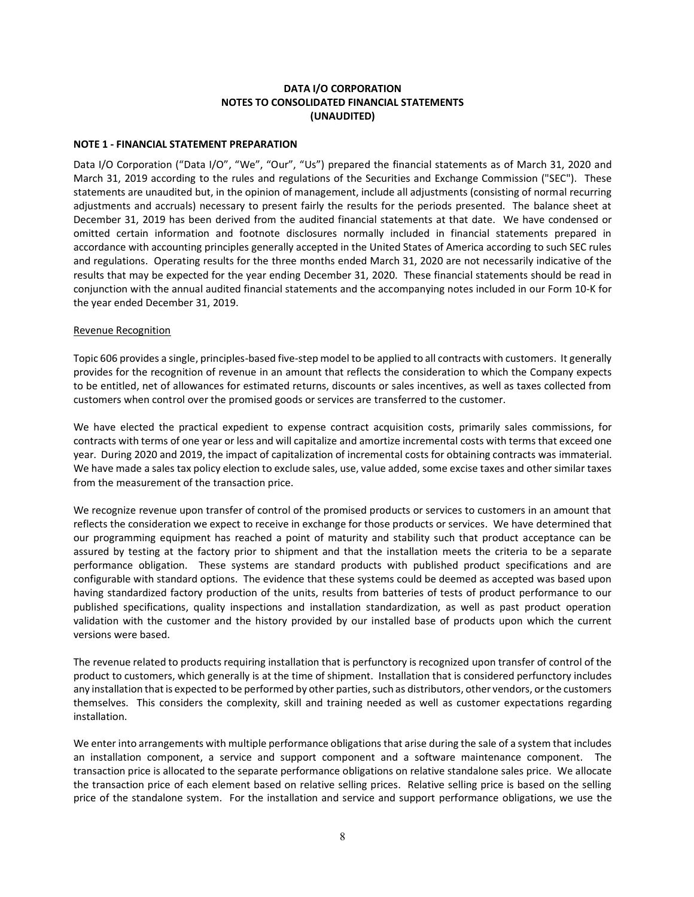**DATA I/O CORPORATION**
**NOTES TO CONSOLIDATED FINANCIAL STATEMENTS**
**(UNAUDITED)**

**NOTE 1 - FINANCIAL STATEMENT PREPARATION**

Data I/O Corporation ("Data I/O", "We", "Our", "Us") prepared the financial statements as of March 31, 2020 and March 31, 2019 according to the rules and regulations of the Securities and Exchange Commission ("SEC"). These statements are unaudited but, in the opinion of management, include all adjustments (consisting of normal recurring adjustments and accruals) necessary to present fairly the results for the periods presented. The balance sheet at December 31, 2019 has been derived from the audited financial statements at that date. We have condensed or omitted certain information and footnote disclosures normally included in financial statements prepared in accordance with accounting principles generally accepted in the United States of America according to such SEC rules and regulations. Operating results for the three months ended March 31, 2020 are not necessarily indicative of the results that may be expected for the year ending December 31, 2020. These financial statements should be read in conjunction with the annual audited financial statements and the accompanying notes included in our Form 10-K for the year ended December 31, 2019.

Revenue Recognition

Topic 606 provides a single, principles-based five-step model to be applied to all contracts with customers. It generally provides for the recognition of revenue in an amount that reflects the consideration to which the Company expects to be entitled, net of allowances for estimated returns, discounts or sales incentives, as well as taxes collected from customers when control over the promised goods or services are transferred to the customer.

We have elected the practical expedient to expense contract acquisition costs, primarily sales commissions, for contracts with terms of one year or less and will capitalize and amortize incremental costs with terms that exceed one year. During 2020 and 2019, the impact of capitalization of incremental costs for obtaining contracts was immaterial. We have made a sales tax policy election to exclude sales, use, value added, some excise taxes and other similar taxes from the measurement of the transaction price.

We recognize revenue upon transfer of control of the promised products or services to customers in an amount that reflects the consideration we expect to receive in exchange for those products or services. We have determined that our programming equipment has reached a point of maturity and stability such that product acceptance can be assured by testing at the factory prior to shipment and that the installation meets the criteria to be a separate performance obligation. These systems are standard products with published product specifications and are configurable with standard options. The evidence that these systems could be deemed as accepted was based upon having standardized factory production of the units, results from batteries of tests of product performance to our published specifications, quality inspections and installation standardization, as well as past product operation validation with the customer and the history provided by our installed base of products upon which the current versions were based.

The revenue related to products requiring installation that is perfunctory is recognized upon transfer of control of the product to customers, which generally is at the time of shipment. Installation that is considered perfunctory includes any installation that is expected to be performed by other parties, such as distributors, other vendors, or the customers themselves. This considers the complexity, skill and training needed as well as customer expectations regarding installation.

We enter into arrangements with multiple performance obligations that arise during the sale of a system that includes an installation component, a service and support component and a software maintenance component. The transaction price is allocated to the separate performance obligations on relative standalone sales price. We allocate the transaction price of each element based on relative selling prices. Relative selling price is based on the selling price of the standalone system. For the installation and service and support performance obligations, we use the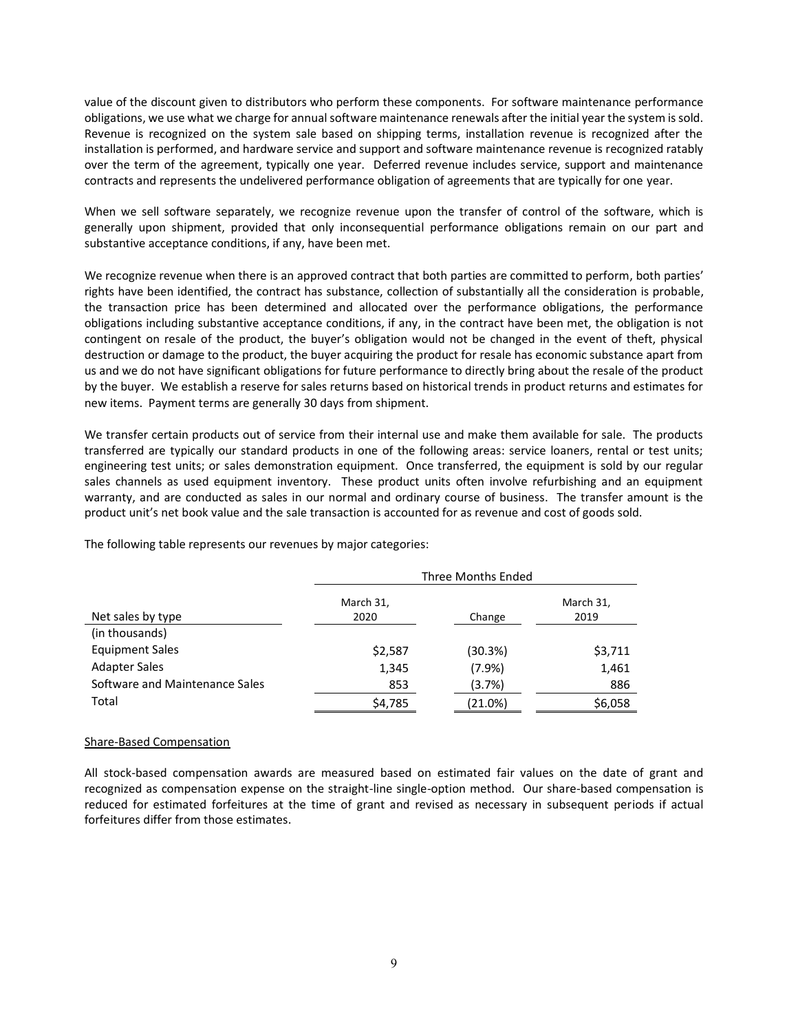value of the discount given to distributors who perform these components. For software maintenance performance obligations, we use what we charge for annual software maintenance renewals after the initial year the system is sold. Revenue is recognized on the system sale based on shipping terms, installation revenue is recognized after the installation is performed, and hardware service and support and software maintenance revenue is recognized ratably over the term of the agreement, typically one year. Deferred revenue includes service, support and maintenance contracts and represents the undelivered performance obligation of agreements that are typically for one year.

When we sell software separately, we recognize revenue upon the transfer of control of the software, which is generally upon shipment, provided that only inconsequential performance obligations remain on our part and substantive acceptance conditions, if any, have been met.

We recognize revenue when there is an approved contract that both parties are committed to perform, both parties' rights have been identified, the contract has substance, collection of substantially all the consideration is probable, the transaction price has been determined and allocated over the performance obligations, the performance obligations including substantive acceptance conditions, if any, in the contract have been met, the obligation is not contingent on resale of the product, the buyer's obligation would not be changed in the event of theft, physical destruction or damage to the product, the buyer acquiring the product for resale has economic substance apart from us and we do not have significant obligations for future performance to directly bring about the resale of the product by the buyer. We establish a reserve for sales returns based on historical trends in product returns and estimates for new items. Payment terms are generally 30 days from shipment.

We transfer certain products out of service from their internal use and make them available for sale. The products transferred are typically our standard products in one of the following areas: service loaners, rental or test units; engineering test units; or sales demonstration equipment. Once transferred, the equipment is sold by our regular sales channels as used equipment inventory. These product units often involve refurbishing and an equipment warranty, and are conducted as sales in our normal and ordinary course of business. The transfer amount is the product unit's net book value and the sale transaction is accounted for as revenue and cost of goods sold.

The following table represents our revenues by major categories:

| | Three Months Ended | | |
|---|---|---|---|
| Net sales by type | March 31, 2020 | Change | March 31, 2019 |
| (in thousands) | | | |
| Equipment Sales | $2,587 | (30.3%) | $3,711 |
| Adapter Sales | 1,345 | (7.9%) | 1,461 |
| Software and Maintenance Sales | 853 | (3.7%) | 886 |
| Total | $4,785 | (21.0%) | $6,058 |

Share-Based Compensation

All stock-based compensation awards are measured based on estimated fair values on the date of grant and recognized as compensation expense on the straight-line single-option method. Our share-based compensation is reduced for estimated forfeitures at the time of grant and revised as necessary in subsequent periods if actual forfeitures differ from those estimates.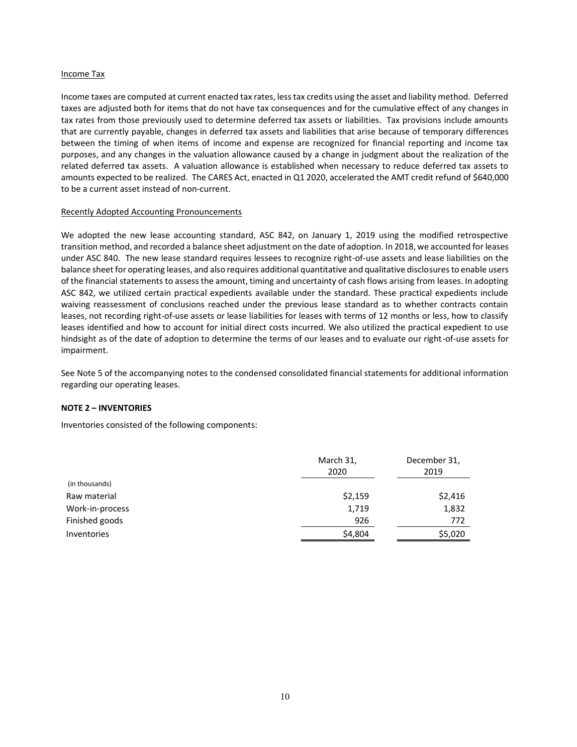Income Tax

Income taxes are computed at current enacted tax rates, less tax credits using the asset and liability method. Deferred taxes are adjusted both for items that do not have tax consequences and for the cumulative effect of any changes in tax rates from those previously used to determine deferred tax assets or liabilities. Tax provisions include amounts that are currently payable, changes in deferred tax assets and liabilities that arise because of temporary differences between the timing of when items of income and expense are recognized for financial reporting and income tax purposes, and any changes in the valuation allowance caused by a change in judgment about the realization of the related deferred tax assets. A valuation allowance is established when necessary to reduce deferred tax assets to amounts expected to be realized. The CARES Act, enacted in Q1 2020, accelerated the AMT credit refund of $640,000 to be a current asset instead of non-current.

Recently Adopted Accounting Pronouncements

We adopted the new lease accounting standard, ASC 842, on January 1, 2019 using the modified retrospective transition method, and recorded a balance sheet adjustment on the date of adoption. In 2018, we accounted for leases under ASC 840. The new lease standard requires lessees to recognize right-of-use assets and lease liabilities on the balance sheet for operating leases, and also requires additional quantitative and qualitative disclosures to enable users of the financial statements to assess the amount, timing and uncertainty of cash flows arising from leases. In adopting ASC 842, we utilized certain practical expedients available under the standard. These practical expedients include waiving reassessment of conclusions reached under the previous lease standard as to whether contracts contain leases, not recording right-of-use assets or lease liabilities for leases with terms of 12 months or less, how to classify leases identified and how to account for initial direct costs incurred. We also utilized the practical expedient to use hindsight as of the date of adoption to determine the terms of our leases and to evaluate our right-of-use assets for impairment.

See Note 5 of the accompanying notes to the condensed consolidated financial statements for additional information regarding our operating leases.

**NOTE 2 – INVENTORIES**

Inventories consisted of the following components:

| (in thousands) | March 31, 2020 | December 31, 2019 |
|---|---|---|
| Raw material | $2,159 | $2,416 |
| Work-in-process | 1,719 | 1,832 |
| Finished goods | 926 | 772 |
| Inventories | $4,804 | $5,020 |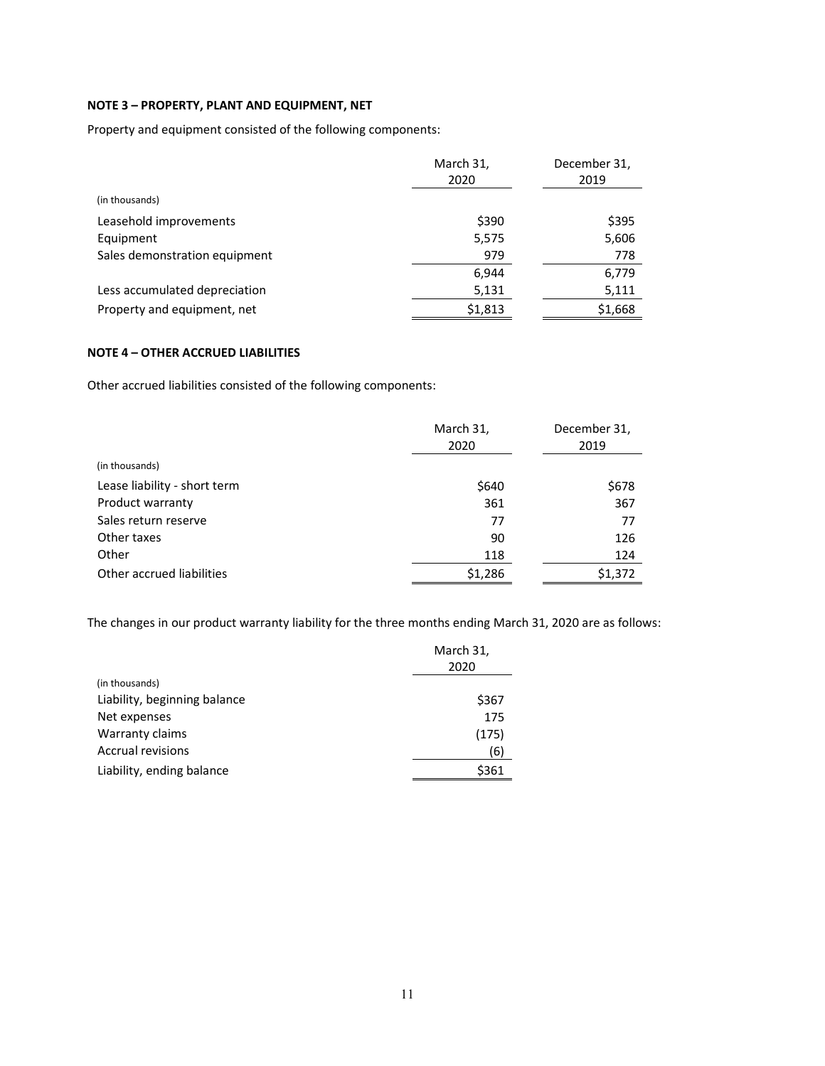**NOTE 3 – PROPERTY, PLANT AND EQUIPMENT, NET**

Property and equipment consisted of the following components:

| (in thousands) | March 31, 2020 | December 31, 2019 |
| --- | --- | --- |
| Leasehold improvements | $390 | $395 |
| Equipment | 5,575 | 5,606 |
| Sales demonstration equipment | 979 | 778 |
| | 6,944 | 6,779 |
| Less accumulated depreciation | 5,131 | 5,111 |
| Property and equipment, net | $1,813 | $1,668 |

**NOTE 4 – OTHER ACCRUED LIABILITIES**

Other accrued liabilities consisted of the following components:

| (in thousands) | March 31, 2020 | December 31, 2019 |
| --- | --- | --- |
| Lease liability - short term | $640 | $678 |
| Product warranty | 361 | 367 |
| Sales return reserve | 77 | 77 |
| Other taxes | 90 | 126 |
| Other | 118 | 124 |
| Other accrued liabilities | $1,286 | $1,372 |

The changes in our product warranty liability for the three months ending March 31, 2020 are as follows:

| (in thousands) | March 31, 2020 |
| --- | --- |
| Liability, beginning balance | $367 |
| Net expenses | 175 |
| Warranty claims | (175) |
| Accrual revisions | (6) |
| Liability, ending balance | $361 |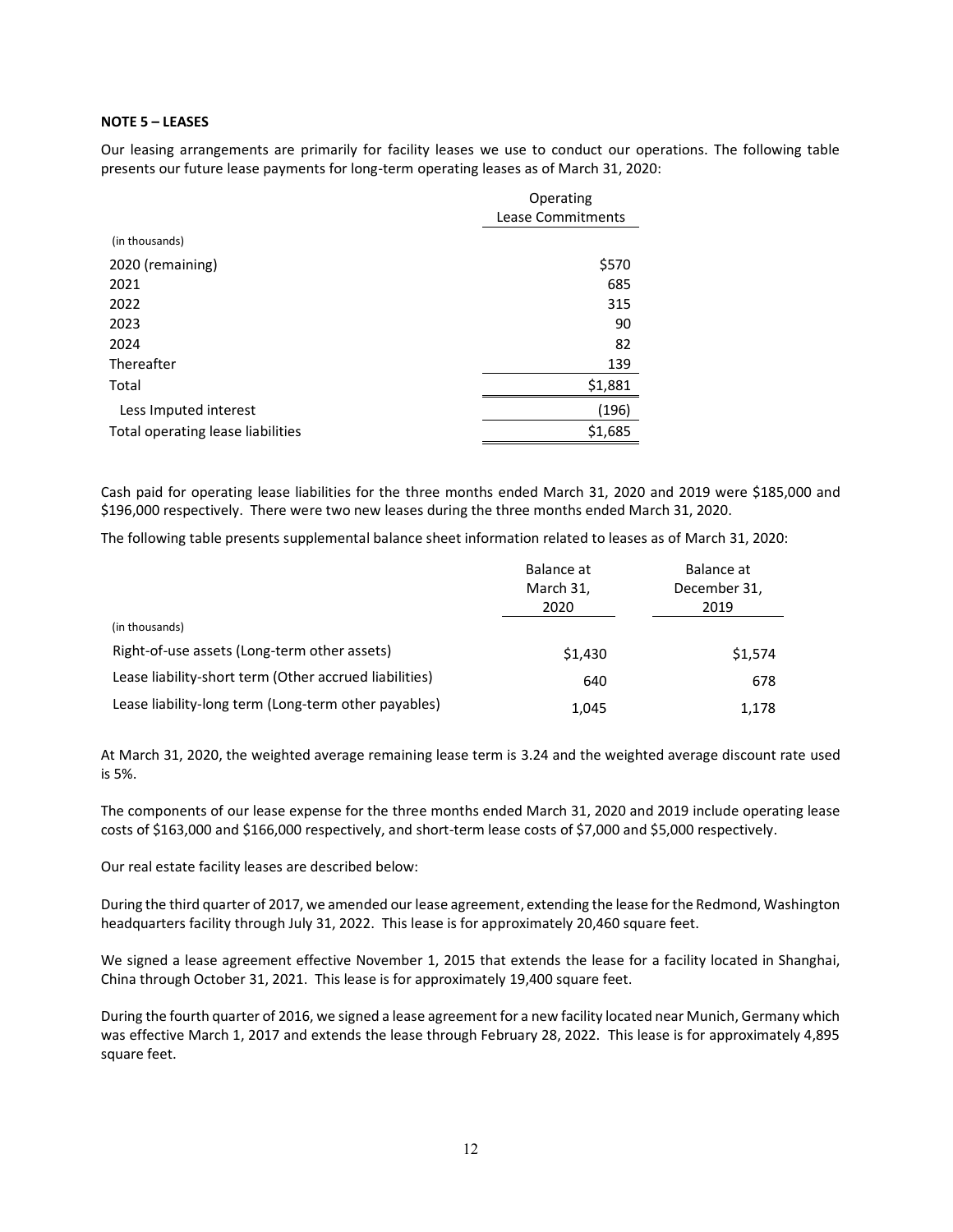**NOTE 5 – LEASES**

Our leasing arrangements are primarily for facility leases we use to conduct our operations. The following table presents our future lease payments for long-term operating leases as of March 31, 2020:

| | Operating Lease Commitments |
|---|---|
| (in thousands) | |
| 2020 (remaining) | $570 |
| 2021 | 685 |
| 2022 | 315 |
| 2023 | 90 |
| 2024 | 82 |
| Thereafter | 139 |
| Total | $1,881 |
| Less Imputed interest | (196) |
| Total operating lease liabilities | $1,685 |

Cash paid for operating lease liabilities for the three months ended March 31, 2020 and 2019 were $185,000 and $196,000 respectively. There were two new leases during the three months ended March 31, 2020.

The following table presents supplemental balance sheet information related to leases as of March 31, 2020:

| | Balance at March 31, 2020 | Balance at December 31, 2019 |
|---|---|---|
| (in thousands) | | |
| Right-of-use assets (Long-term other assets) | $1,430 | $1,574 |
| Lease liability-short term (Other accrued liabilities) | 640 | 678 |
| Lease liability-long term (Long-term other payables) | 1,045 | 1,178 |

At March 31, 2020, the weighted average remaining lease term is 3.24 and the weighted average discount rate used is 5%.

The components of our lease expense for the three months ended March 31, 2020 and 2019 include operating lease costs of $163,000 and $166,000 respectively, and short-term lease costs of $7,000 and $5,000 respectively.

Our real estate facility leases are described below:

During the third quarter of 2017, we amended our lease agreement, extending the lease for the Redmond, Washington headquarters facility through July 31, 2022. This lease is for approximately 20,460 square feet.

We signed a lease agreement effective November 1, 2015 that extends the lease for a facility located in Shanghai, China through October 31, 2021. This lease is for approximately 19,400 square feet.

During the fourth quarter of 2016, we signed a lease agreement for a new facility located near Munich, Germany which was effective March 1, 2017 and extends the lease through February 28, 2022. This lease is for approximately 4,895 square feet.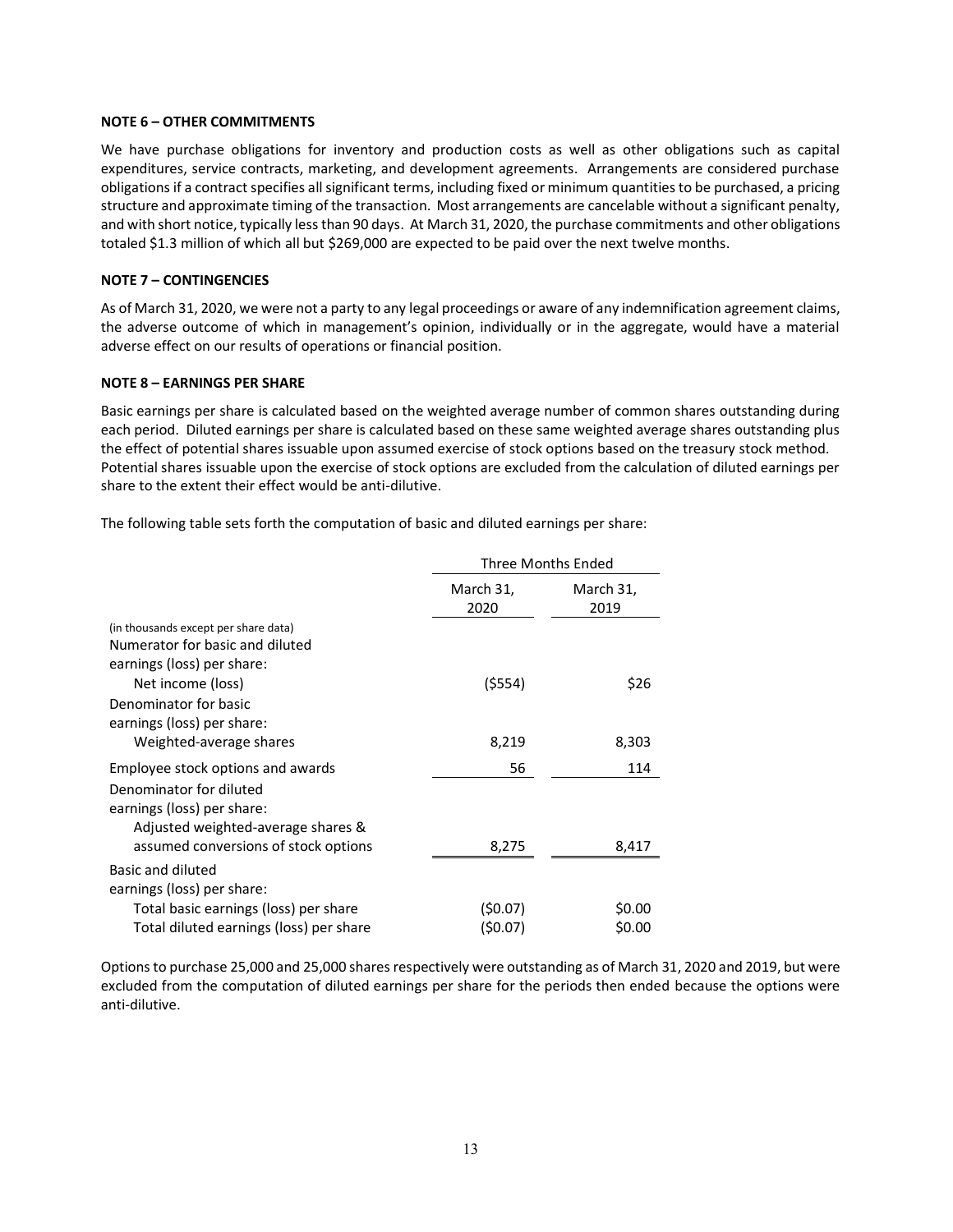**NOTE 6 – OTHER COMMITMENTS**

We have purchase obligations for inventory and production costs as well as other obligations such as capital expenditures, service contracts, marketing, and development agreements. Arrangements are considered purchase obligations if a contract specifies all significant terms, including fixed or minimum quantities to be purchased, a pricing structure and approximate timing of the transaction. Most arrangements are cancelable without a significant penalty, and with short notice, typically less than 90 days. At March 31, 2020, the purchase commitments and other obligations totaled $1.3 million of which all but $269,000 are expected to be paid over the next twelve months.

**NOTE 7 – CONTINGENCIES**

As of March 31, 2020, we were not a party to any legal proceedings or aware of any indemnification agreement claims, the adverse outcome of which in management's opinion, individually or in the aggregate, would have a material adverse effect on our results of operations or financial position.

**NOTE 8 – EARNINGS PER SHARE**

Basic earnings per share is calculated based on the weighted average number of common shares outstanding during each period. Diluted earnings per share is calculated based on these same weighted average shares outstanding plus the effect of potential shares issuable upon assumed exercise of stock options based on the treasury stock method. Potential shares issuable upon the exercise of stock options are excluded from the calculation of diluted earnings per share to the extent their effect would be anti-dilutive.

The following table sets forth the computation of basic and diluted earnings per share:

| | Three Months Ended | |
|---|---|---|
| | March 31, 2020 | March 31, 2019 |
| (in thousands except per share data) | | |
| Numerator for basic and diluted earnings (loss) per share: | | |
| Net income (loss) | ($554) | $26 |
| Denominator for basic earnings (loss) per share: | | |
| Weighted-average shares | 8,219 | 8,303 |
| Employee stock options and awards | 56 | 114 |
| Denominator for diluted earnings (loss) per share: Adjusted weighted-average shares & assumed conversions of stock options | 8,275 | 8,417 |
| Basic and diluted earnings (loss) per share: | | |
| Total basic earnings (loss) per share | ($0.07) | $0.00 |
| Total diluted earnings (loss) per share | ($0.07) | $0.00 |

Options to purchase 25,000 and 25,000 shares respectively were outstanding as of March 31, 2020 and 2019, but were excluded from the computation of diluted earnings per share for the periods then ended because the options were anti-dilutive.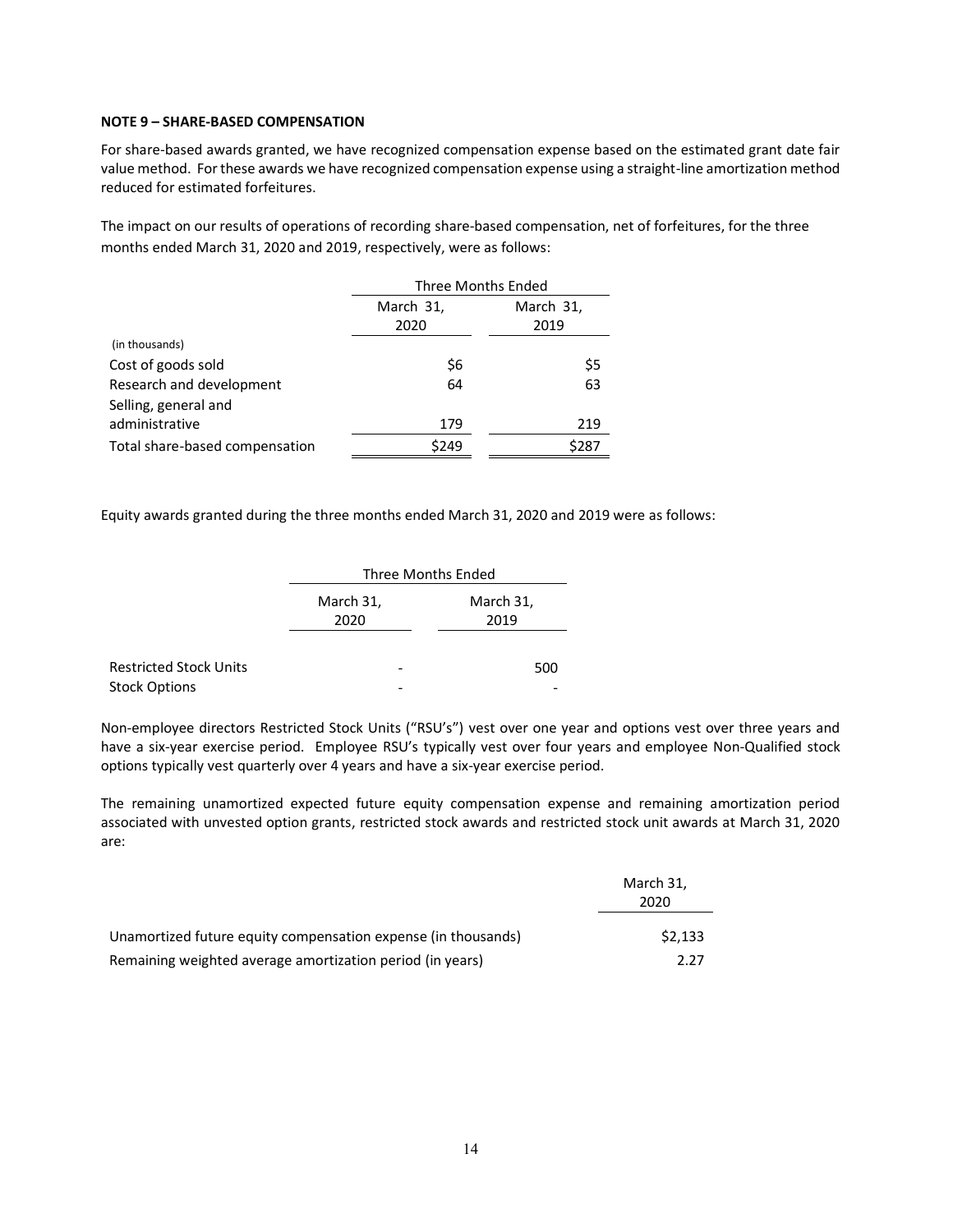**NOTE 9 – SHARE-BASED COMPENSATION**

For share-based awards granted, we have recognized compensation expense based on the estimated grant date fair value method. For these awards we have recognized compensation expense using a straight-line amortization method reduced for estimated forfeitures.

The impact on our results of operations of recording share-based compensation, net of forfeitures, for the three months ended March 31, 2020 and 2019, respectively, were as follows:

| | Three Months Ended | |
|---|---|---|
| | March 31, 2020 | March 31, 2019 |
| (in thousands) | | |
| Cost of goods sold | $6 | $5 |
| Research and development | 64 | 63 |
| Selling, general and administrative | 179 | 219 |
| Total share-based compensation | $249 | $287 |

Equity awards granted during the three months ended March 31, 2020 and 2019 were as follows:

| | Three Months Ended | |
|---|---|---|
| | March 31, 2020 | March 31, 2019 |
| Restricted Stock Units | - | 500 |
| Stock Options | - | - |

Non-employee directors Restricted Stock Units ("RSU's") vest over one year and options vest over three years and have a six-year exercise period. Employee RSU's typically vest over four years and employee Non-Qualified stock options typically vest quarterly over 4 years and have a six-year exercise period.

The remaining unamortized expected future equity compensation expense and remaining amortization period associated with unvested option grants, restricted stock awards and restricted stock unit awards at March 31, 2020 are:

| | March 31, 2020 |
|---|---|
| Unamortized future equity compensation expense (in thousands) | $2,133 |
| Remaining weighted average amortization period (in years) | 2.27 |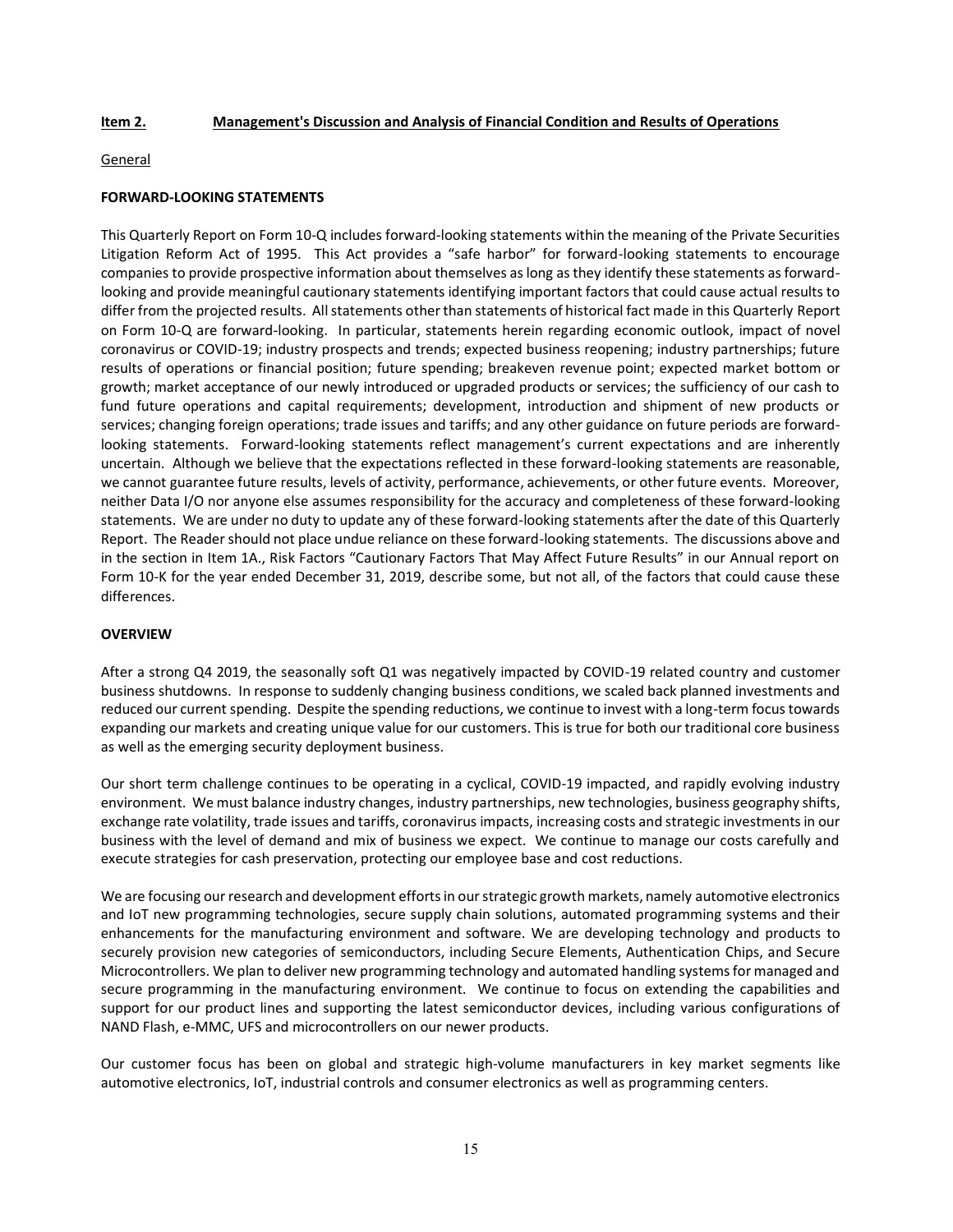## Item 2. Management's Discussion and Analysis of Financial Condition and Results of Operations

General

**FORWARD-LOOKING STATEMENTS**

This Quarterly Report on Form 10-Q includes forward-looking statements within the meaning of the Private Securities Litigation Reform Act of 1995. This Act provides a "safe harbor" for forward-looking statements to encourage companies to provide prospective information about themselves as long as they identify these statements as forward-looking and provide meaningful cautionary statements identifying important factors that could cause actual results to differ from the projected results. All statements other than statements of historical fact made in this Quarterly Report on Form 10-Q are forward-looking. In particular, statements herein regarding economic outlook, impact of novel coronavirus or COVID-19; industry prospects and trends; expected business reopening; industry partnerships; future results of operations or financial position; future spending; breakeven revenue point; expected market bottom or growth; market acceptance of our newly introduced or upgraded products or services; the sufficiency of our cash to fund future operations and capital requirements; development, introduction and shipment of new products or services; changing foreign operations; trade issues and tariffs; and any other guidance on future periods are forward-looking statements. Forward-looking statements reflect management's current expectations and are inherently uncertain. Although we believe that the expectations reflected in these forward-looking statements are reasonable, we cannot guarantee future results, levels of activity, performance, achievements, or other future events. Moreover, neither Data I/O nor anyone else assumes responsibility for the accuracy and completeness of these forward-looking statements. We are under no duty to update any of these forward-looking statements after the date of this Quarterly Report. The Reader should not place undue reliance on these forward-looking statements. The discussions above and in the section in Item 1A., Risk Factors "Cautionary Factors That May Affect Future Results" in our Annual report on Form 10-K for the year ended December 31, 2019, describe some, but not all, of the factors that could cause these differences.

**OVERVIEW**

After a strong Q4 2019, the seasonally soft Q1 was negatively impacted by COVID-19 related country and customer business shutdowns. In response to suddenly changing business conditions, we scaled back planned investments and reduced our current spending. Despite the spending reductions, we continue to invest with a long-term focus towards expanding our markets and creating unique value for our customers. This is true for both our traditional core business as well as the emerging security deployment business.

Our short term challenge continues to be operating in a cyclical, COVID-19 impacted, and rapidly evolving industry environment. We must balance industry changes, industry partnerships, new technologies, business geography shifts, exchange rate volatility, trade issues and tariffs, coronavirus impacts, increasing costs and strategic investments in our business with the level of demand and mix of business we expect. We continue to manage our costs carefully and execute strategies for cash preservation, protecting our employee base and cost reductions.

We are focusing our research and development efforts in our strategic growth markets, namely automotive electronics and IoT new programming technologies, secure supply chain solutions, automated programming systems and their enhancements for the manufacturing environment and software. We are developing technology and products to securely provision new categories of semiconductors, including Secure Elements, Authentication Chips, and Secure Microcontrollers. We plan to deliver new programming technology and automated handling systems for managed and secure programming in the manufacturing environment. We continue to focus on extending the capabilities and support for our product lines and supporting the latest semiconductor devices, including various configurations of NAND Flash, e-MMC, UFS and microcontrollers on our newer products.

Our customer focus has been on global and strategic high-volume manufacturers in key market segments like automotive electronics, IoT, industrial controls and consumer electronics as well as programming centers.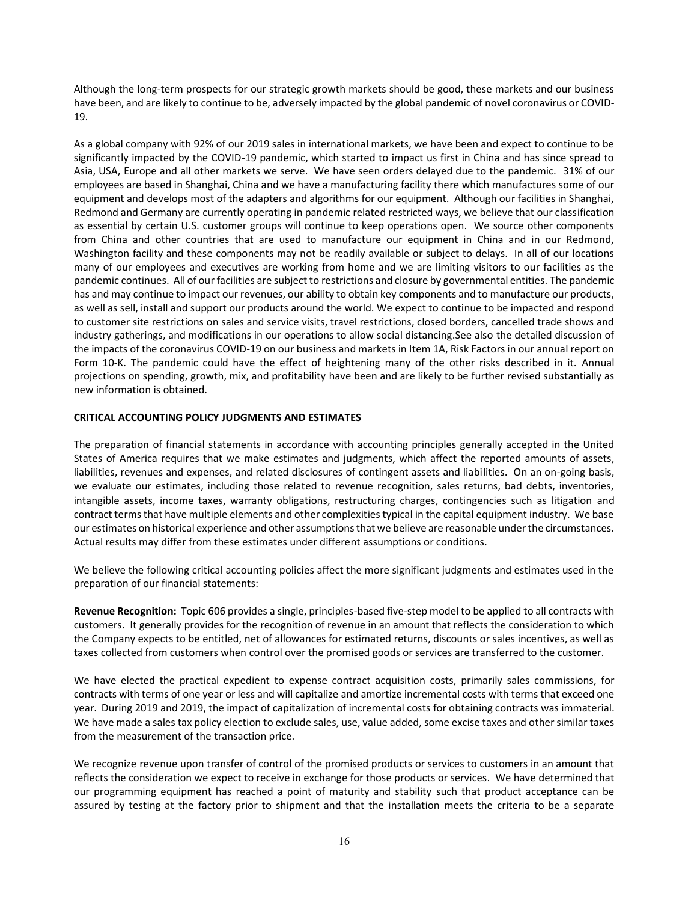Although the long-term prospects for our strategic growth markets should be good, these markets and our business have been, and are likely to continue to be, adversely impacted by the global pandemic of novel coronavirus or COVID-19.

As a global company with 92% of our 2019 sales in international markets, we have been and expect to continue to be significantly impacted by the COVID-19 pandemic, which started to impact us first in China and has since spread to Asia, USA, Europe and all other markets we serve. We have seen orders delayed due to the pandemic. 31% of our employees are based in Shanghai, China and we have a manufacturing facility there which manufactures some of our equipment and develops most of the adapters and algorithms for our equipment. Although our facilities in Shanghai, Redmond and Germany are currently operating in pandemic related restricted ways, we believe that our classification as essential by certain U.S. customer groups will continue to keep operations open. We source other components from China and other countries that are used to manufacture our equipment in China and in our Redmond, Washington facility and these components may not be readily available or subject to delays. In all of our locations many of our employees and executives are working from home and we are limiting visitors to our facilities as the pandemic continues. All of our facilities are subject to restrictions and closure by governmental entities. The pandemic has and may continue to impact our revenues, our ability to obtain key components and to manufacture our products, as well as sell, install and support our products around the world. We expect to continue to be impacted and respond to customer site restrictions on sales and service visits, travel restrictions, closed borders, cancelled trade shows and industry gatherings, and modifications in our operations to allow social distancing.See also the detailed discussion of the impacts of the coronavirus COVID-19 on our business and markets in Item 1A, Risk Factors in our annual report on Form 10-K. The pandemic could have the effect of heightening many of the other risks described in it. Annual projections on spending, growth, mix, and profitability have been and are likely to be further revised substantially as new information is obtained.

**CRITICAL ACCOUNTING POLICY JUDGMENTS AND ESTIMATES**

The preparation of financial statements in accordance with accounting principles generally accepted in the United States of America requires that we make estimates and judgments, which affect the reported amounts of assets, liabilities, revenues and expenses, and related disclosures of contingent assets and liabilities. On an on-going basis, we evaluate our estimates, including those related to revenue recognition, sales returns, bad debts, inventories, intangible assets, income taxes, warranty obligations, restructuring charges, contingencies such as litigation and contract terms that have multiple elements and other complexities typical in the capital equipment industry. We base our estimates on historical experience and other assumptions that we believe are reasonable under the circumstances. Actual results may differ from these estimates under different assumptions or conditions.

We believe the following critical accounting policies affect the more significant judgments and estimates used in the preparation of our financial statements:

**Revenue Recognition:** Topic 606 provides a single, principles-based five-step model to be applied to all contracts with customers. It generally provides for the recognition of revenue in an amount that reflects the consideration to which the Company expects to be entitled, net of allowances for estimated returns, discounts or sales incentives, as well as taxes collected from customers when control over the promised goods or services are transferred to the customer.

We have elected the practical expedient to expense contract acquisition costs, primarily sales commissions, for contracts with terms of one year or less and will capitalize and amortize incremental costs with terms that exceed one year. During 2019 and 2019, the impact of capitalization of incremental costs for obtaining contracts was immaterial. We have made a sales tax policy election to exclude sales, use, value added, some excise taxes and other similar taxes from the measurement of the transaction price.

We recognize revenue upon transfer of control of the promised products or services to customers in an amount that reflects the consideration we expect to receive in exchange for those products or services. We have determined that our programming equipment has reached a point of maturity and stability such that product acceptance can be assured by testing at the factory prior to shipment and that the installation meets the criteria to be a separate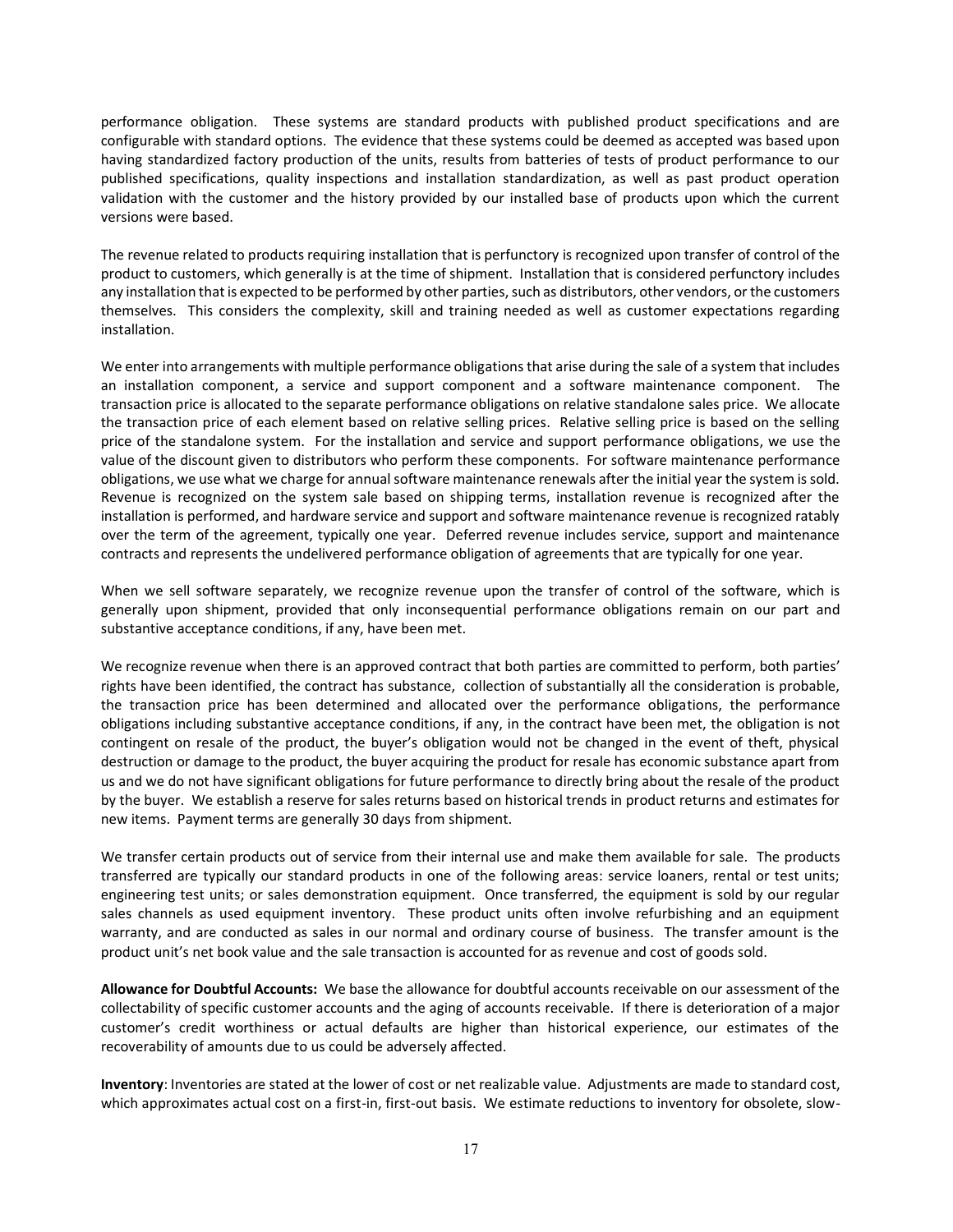performance obligation. These systems are standard products with published product specifications and are configurable with standard options. The evidence that these systems could be deemed as accepted was based upon having standardized factory production of the units, results from batteries of tests of product performance to our published specifications, quality inspections and installation standardization, as well as past product operation validation with the customer and the history provided by our installed base of products upon which the current versions were based.

The revenue related to products requiring installation that is perfunctory is recognized upon transfer of control of the product to customers, which generally is at the time of shipment. Installation that is considered perfunctory includes any installation that is expected to be performed by other parties, such as distributors, other vendors, or the customers themselves. This considers the complexity, skill and training needed as well as customer expectations regarding installation.

We enter into arrangements with multiple performance obligations that arise during the sale of a system that includes an installation component, a service and support component and a software maintenance component. The transaction price is allocated to the separate performance obligations on relative standalone sales price. We allocate the transaction price of each element based on relative selling prices. Relative selling price is based on the selling price of the standalone system. For the installation and service and support performance obligations, we use the value of the discount given to distributors who perform these components. For software maintenance performance obligations, we use what we charge for annual software maintenance renewals after the initial year the system is sold. Revenue is recognized on the system sale based on shipping terms, installation revenue is recognized after the installation is performed, and hardware service and support and software maintenance revenue is recognized ratably over the term of the agreement, typically one year. Deferred revenue includes service, support and maintenance contracts and represents the undelivered performance obligation of agreements that are typically for one year.

When we sell software separately, we recognize revenue upon the transfer of control of the software, which is generally upon shipment, provided that only inconsequential performance obligations remain on our part and substantive acceptance conditions, if any, have been met.

We recognize revenue when there is an approved contract that both parties are committed to perform, both parties' rights have been identified, the contract has substance, collection of substantially all the consideration is probable, the transaction price has been determined and allocated over the performance obligations, the performance obligations including substantive acceptance conditions, if any, in the contract have been met, the obligation is not contingent on resale of the product, the buyer's obligation would not be changed in the event of theft, physical destruction or damage to the product, the buyer acquiring the product for resale has economic substance apart from us and we do not have significant obligations for future performance to directly bring about the resale of the product by the buyer. We establish a reserve for sales returns based on historical trends in product returns and estimates for new items. Payment terms are generally 30 days from shipment.

We transfer certain products out of service from their internal use and make them available for sale. The products transferred are typically our standard products in one of the following areas: service loaners, rental or test units; engineering test units; or sales demonstration equipment. Once transferred, the equipment is sold by our regular sales channels as used equipment inventory. These product units often involve refurbishing and an equipment warranty, and are conducted as sales in our normal and ordinary course of business. The transfer amount is the product unit's net book value and the sale transaction is accounted for as revenue and cost of goods sold.

**Allowance for Doubtful Accounts:** We base the allowance for doubtful accounts receivable on our assessment of the collectability of specific customer accounts and the aging of accounts receivable. If there is deterioration of a major customer's credit worthiness or actual defaults are higher than historical experience, our estimates of the recoverability of amounts due to us could be adversely affected.

**Inventory**: Inventories are stated at the lower of cost or net realizable value. Adjustments are made to standard cost, which approximates actual cost on a first-in, first-out basis. We estimate reductions to inventory for obsolete, slow-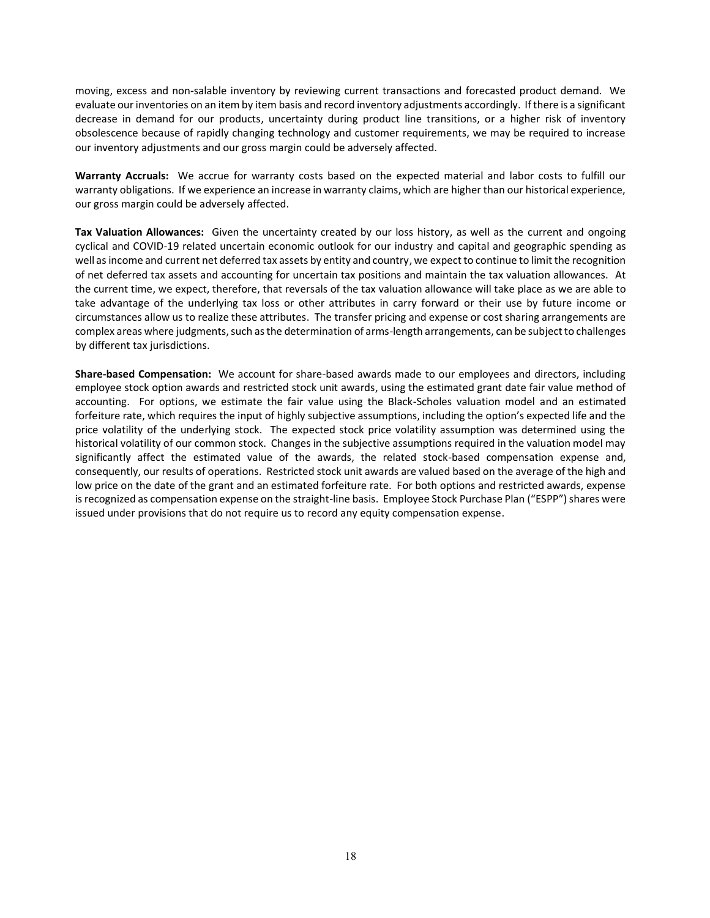moving, excess and non-salable inventory by reviewing current transactions and forecasted product demand. We evaluate our inventories on an item by item basis and record inventory adjustments accordingly. If there is a significant decrease in demand for our products, uncertainty during product line transitions, or a higher risk of inventory obsolescence because of rapidly changing technology and customer requirements, we may be required to increase our inventory adjustments and our gross margin could be adversely affected.

**Warranty Accruals:** We accrue for warranty costs based on the expected material and labor costs to fulfill our warranty obligations. If we experience an increase in warranty claims, which are higher than our historical experience, our gross margin could be adversely affected.

**Tax Valuation Allowances:** Given the uncertainty created by our loss history, as well as the current and ongoing cyclical and COVID-19 related uncertain economic outlook for our industry and capital and geographic spending as well as income and current net deferred tax assets by entity and country, we expect to continue to limit the recognition of net deferred tax assets and accounting for uncertain tax positions and maintain the tax valuation allowances. At the current time, we expect, therefore, that reversals of the tax valuation allowance will take place as we are able to take advantage of the underlying tax loss or other attributes in carry forward or their use by future income or circumstances allow us to realize these attributes. The transfer pricing and expense or cost sharing arrangements are complex areas where judgments, such as the determination of arms-length arrangements, can be subject to challenges by different tax jurisdictions.

**Share-based Compensation:** We account for share-based awards made to our employees and directors, including employee stock option awards and restricted stock unit awards, using the estimated grant date fair value method of accounting. For options, we estimate the fair value using the Black-Scholes valuation model and an estimated forfeiture rate, which requires the input of highly subjective assumptions, including the option's expected life and the price volatility of the underlying stock. The expected stock price volatility assumption was determined using the historical volatility of our common stock. Changes in the subjective assumptions required in the valuation model may significantly affect the estimated value of the awards, the related stock-based compensation expense and, consequently, our results of operations. Restricted stock unit awards are valued based on the average of the high and low price on the date of the grant and an estimated forfeiture rate. For both options and restricted awards, expense is recognized as compensation expense on the straight-line basis. Employee Stock Purchase Plan ("ESPP") shares were issued under provisions that do not require us to record any equity compensation expense.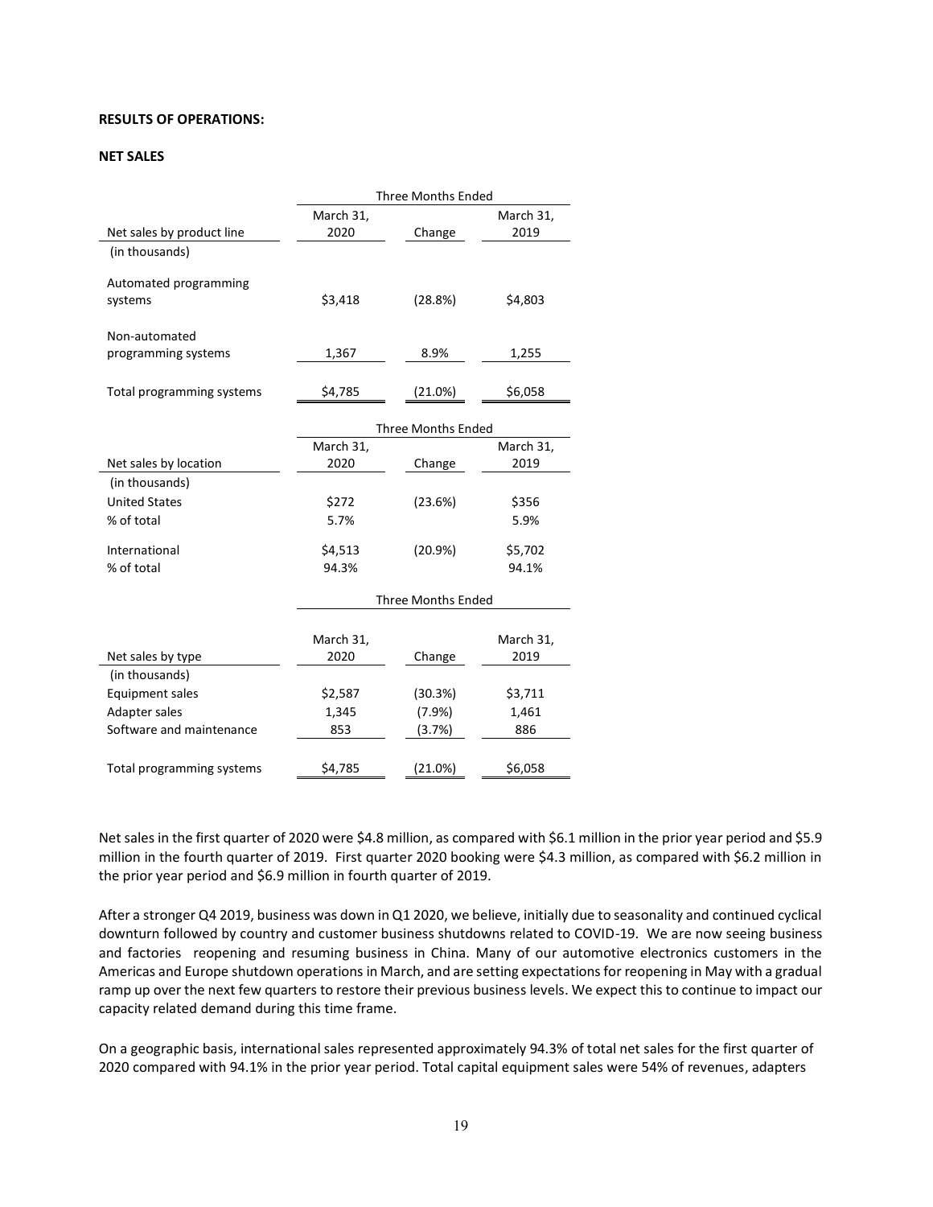**RESULTS OF OPERATIONS:**

**NET SALES**

| | Three Months Ended | | |
|---|---|---|---|
| Net sales by product line | March 31, 2020 | Change | March 31, 2019 |
| (in thousands) | | | |
| Automated programming systems | \$3,418 | (28.8%) | \$4,803 |
| Non-automated programming systems | 1,367 | 8.9% | 1,255 |
| Total programming systems | \$4,785 | (21.0%) | \$6,058 |

| | Three Months Ended | | |
|---|---|---|---|
| Net sales by location | March 31, 2020 | Change | March 31, 2019 |
| (in thousands) | | | |
| United States | \$272 | (23.6%) | \$356 |
| % of total | 5.7% | | 5.9% |
| International | \$4,513 | (20.9%) | \$5,702 |
| % of total | 94.3% | | 94.1% |

| | Three Months Ended | | |
|---|---|---|---|
| Net sales by type | March 31, 2020 | Change | March 31, 2019 |
| (in thousands) | | | |
| Equipment sales | \$2,587 | (30.3%) | \$3,711 |
| Adapter sales | 1,345 | (7.9%) | 1,461 |
| Software and maintenance | 853 | (3.7%) | 886 |
| Total programming systems | \$4,785 | (21.0%) | \$6,058 |

Net sales in the first quarter of 2020 were \$4.8 million, as compared with \$6.1 million in the prior year period and \$5.9 million in the fourth quarter of 2019. First quarter 2020 booking were \$4.3 million, as compared with \$6.2 million in the prior year period and \$6.9 million in fourth quarter of 2019.

After a stronger Q4 2019, business was down in Q1 2020, we believe, initially due to seasonality and continued cyclical downturn followed by country and customer business shutdowns related to COVID-19. We are now seeing business and factories reopening and resuming business in China. Many of our automotive electronics customers in the Americas and Europe shutdown operations in March, and are setting expectations for reopening in May with a gradual ramp up over the next few quarters to restore their previous business levels. We expect this to continue to impact our capacity related demand during this time frame.

On a geographic basis, international sales represented approximately 94.3% of total net sales for the first quarter of 2020 compared with 94.1% in the prior year period. Total capital equipment sales were 54% of revenues, adapters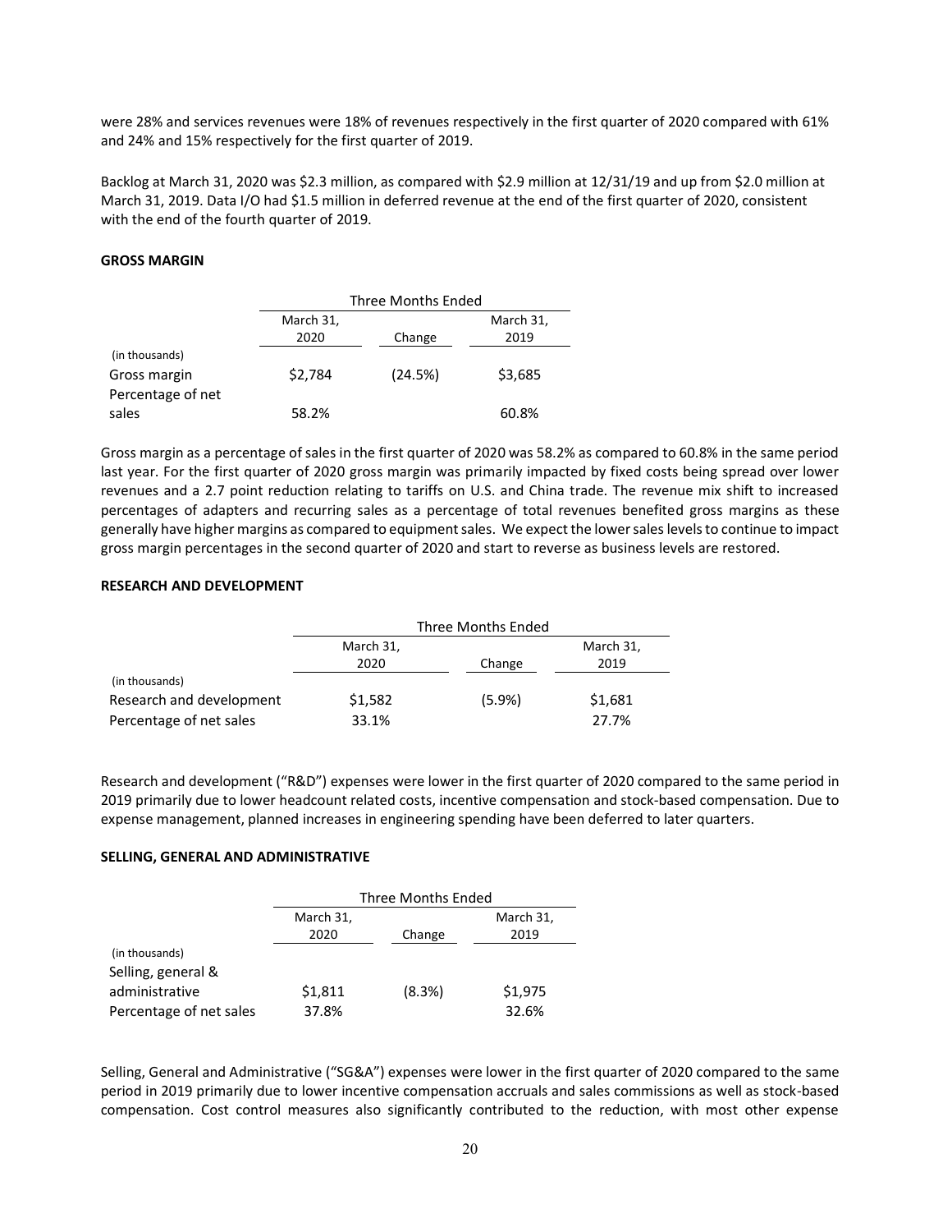were 28% and services revenues were 18% of revenues respectively in the first quarter of 2020 compared with 61% and 24% and 15% respectively for the first quarter of 2019.

Backlog at March 31, 2020 was $2.3 million, as compared with $2.9 million at 12/31/19 and up from $2.0 million at March 31, 2019. Data I/O had $1.5 million in deferred revenue at the end of the first quarter of 2020, consistent with the end of the fourth quarter of 2019.

**GROSS MARGIN**

| | Three Months Ended | | |
|---|---|---|---|
| | March 31, 2020 | Change | March 31, 2019 |
| (in thousands) | | | |
| Gross margin | $2,784 | (24.5%) | $3,685 |
| Percentage of net sales | 58.2% | | 60.8% |

Gross margin as a percentage of sales in the first quarter of 2020 was 58.2% as compared to 60.8% in the same period last year. For the first quarter of 2020 gross margin was primarily impacted by fixed costs being spread over lower revenues and a 2.7 point reduction relating to tariffs on U.S. and China trade. The revenue mix shift to increased percentages of adapters and recurring sales as a percentage of total revenues benefited gross margins as these generally have higher margins as compared to equipment sales. We expect the lower sales levels to continue to impact gross margin percentages in the second quarter of 2020 and start to reverse as business levels are restored.

**RESEARCH AND DEVELOPMENT**

| | Three Months Ended | | |
|---|---|---|---|
| | March 31, 2020 | Change | March 31, 2019 |
| (in thousands) | | | |
| Research and development | $1,582 | (5.9%) | $1,681 |
| Percentage of net sales | 33.1% | | 27.7% |

Research and development ("R&D") expenses were lower in the first quarter of 2020 compared to the same period in 2019 primarily due to lower headcount related costs, incentive compensation and stock-based compensation. Due to expense management, planned increases in engineering spending have been deferred to later quarters.

**SELLING, GENERAL AND ADMINISTRATIVE**

| | Three Months Ended | | |
|---|---|---|---|
| | March 31, 2020 | Change | March 31, 2019 |
| (in thousands) | | | |
| Selling, general & administrative | $1,811 | (8.3%) | $1,975 |
| Percentage of net sales | 37.8% | | 32.6% |

Selling, General and Administrative ("SG&A") expenses were lower in the first quarter of 2020 compared to the same period in 2019 primarily due to lower incentive compensation accruals and sales commissions as well as stock-based compensation. Cost control measures also significantly contributed to the reduction, with most other expense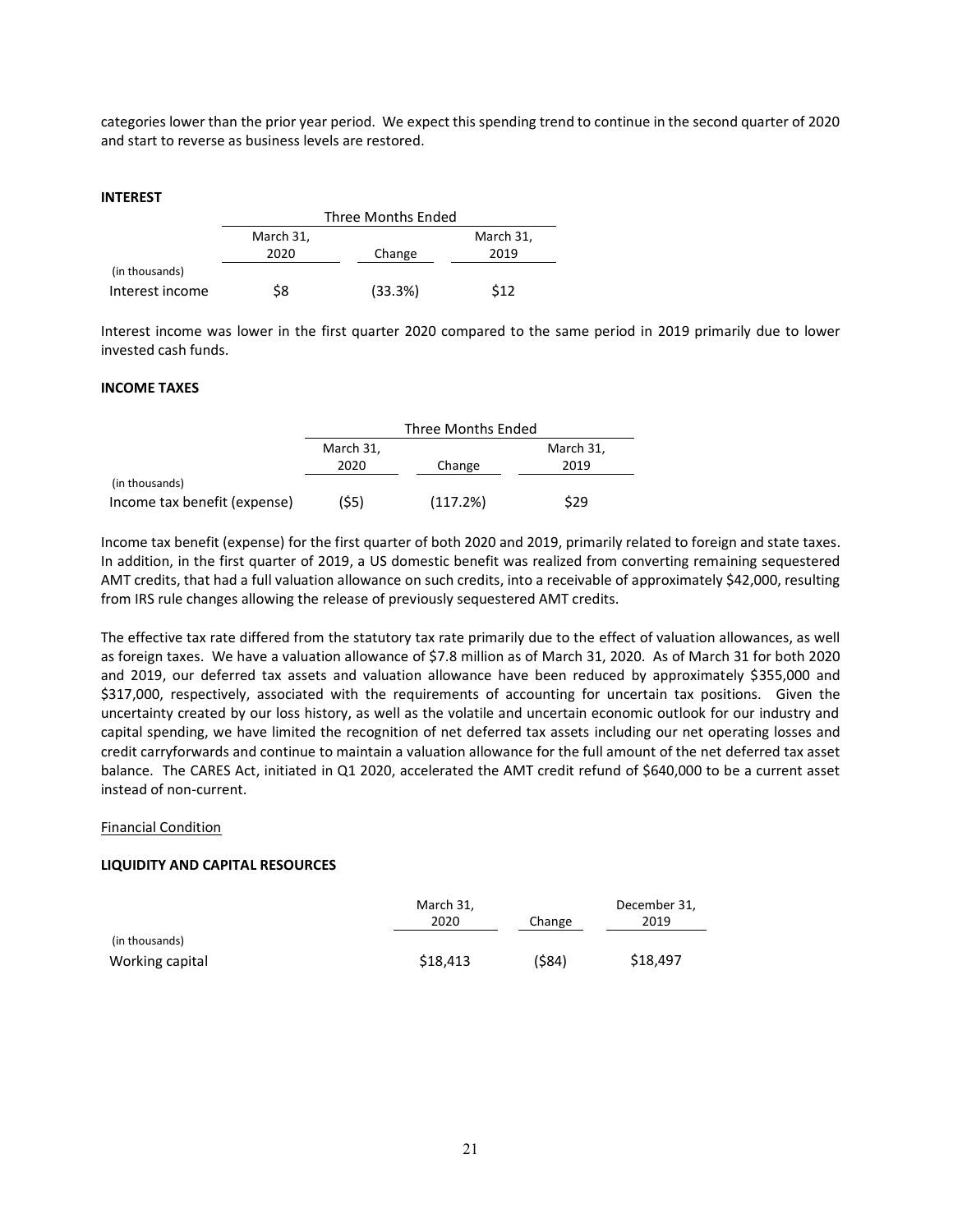categories lower than the prior year period. We expect this spending trend to continue in the second quarter of 2020 and start to reverse as business levels are restored.

**INTEREST**

| | Three Months Ended | | |
|---|---|---|---|
| | March 31, 2020 | Change | March 31, 2019 |
| (in thousands) | | | |
| Interest income | $8 | (33.3%) | $12 |

Interest income was lower in the first quarter 2020 compared to the same period in 2019 primarily due to lower invested cash funds.

**INCOME TAXES**

| | Three Months Ended | | |
|---|---|---|---|
| | March 31, 2020 | Change | March 31, 2019 |
| (in thousands) | | | |
| Income tax benefit (expense) | ($5) | (117.2%) | $29 |

Income tax benefit (expense) for the first quarter of both 2020 and 2019, primarily related to foreign and state taxes. In addition, in the first quarter of 2019, a US domestic benefit was realized from converting remaining sequestered AMT credits, that had a full valuation allowance on such credits, into a receivable of approximately $42,000, resulting from IRS rule changes allowing the release of previously sequestered AMT credits.

The effective tax rate differed from the statutory tax rate primarily due to the effect of valuation allowances, as well as foreign taxes. We have a valuation allowance of $7.8 million as of March 31, 2020. As of March 31 for both 2020 and 2019, our deferred tax assets and valuation allowance have been reduced by approximately $355,000 and $317,000, respectively, associated with the requirements of accounting for uncertain tax positions. Given the uncertainty created by our loss history, as well as the volatile and uncertain economic outlook for our industry and capital spending, we have limited the recognition of net deferred tax assets including our net operating losses and credit carryforwards and continue to maintain a valuation allowance for the full amount of the net deferred tax asset balance. The CARES Act, initiated in Q1 2020, accelerated the AMT credit refund of $640,000 to be a current asset instead of non-current.

Financial Condition

**LIQUIDITY AND CAPITAL RESOURCES**

| | March 31, 2020 | Change | December 31, 2019 |
|---|---|---|---|
| (in thousands) | | | |
| Working capital | $18,413 | ($84) | $18,497 |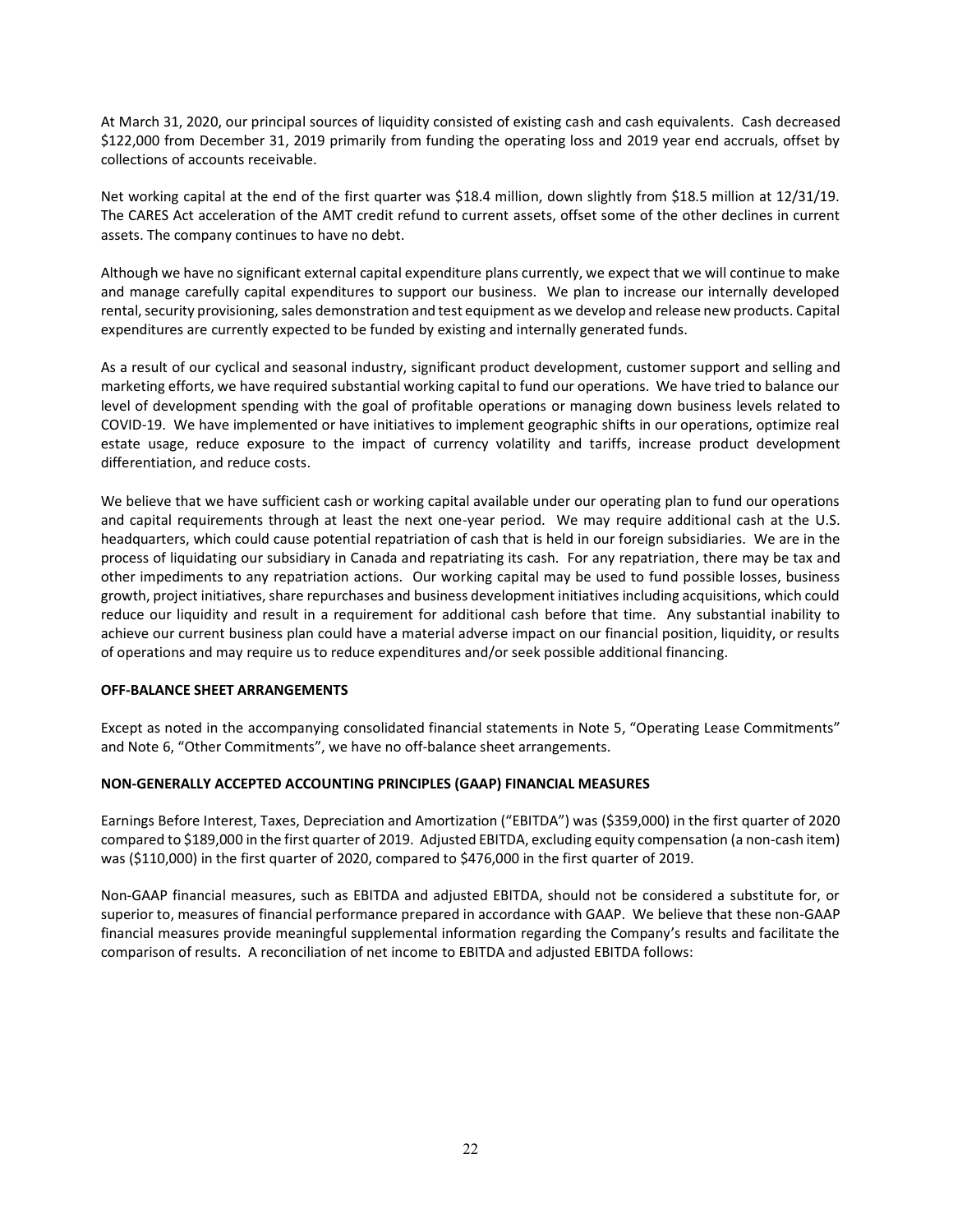At March 31, 2020, our principal sources of liquidity consisted of existing cash and cash equivalents. Cash decreased $122,000 from December 31, 2019 primarily from funding the operating loss and 2019 year end accruals, offset by collections of accounts receivable.

Net working capital at the end of the first quarter was $18.4 million, down slightly from $18.5 million at 12/31/19. The CARES Act acceleration of the AMT credit refund to current assets, offset some of the other declines in current assets. The company continues to have no debt.

Although we have no significant external capital expenditure plans currently, we expect that we will continue to make and manage carefully capital expenditures to support our business. We plan to increase our internally developed rental, security provisioning, sales demonstration and test equipment as we develop and release new products. Capital expenditures are currently expected to be funded by existing and internally generated funds.

As a result of our cyclical and seasonal industry, significant product development, customer support and selling and marketing efforts, we have required substantial working capital to fund our operations. We have tried to balance our level of development spending with the goal of profitable operations or managing down business levels related to COVID-19. We have implemented or have initiatives to implement geographic shifts in our operations, optimize real estate usage, reduce exposure to the impact of currency volatility and tariffs, increase product development differentiation, and reduce costs.

We believe that we have sufficient cash or working capital available under our operating plan to fund our operations and capital requirements through at least the next one-year period. We may require additional cash at the U.S. headquarters, which could cause potential repatriation of cash that is held in our foreign subsidiaries. We are in the process of liquidating our subsidiary in Canada and repatriating its cash. For any repatriation, there may be tax and other impediments to any repatriation actions. Our working capital may be used to fund possible losses, business growth, project initiatives, share repurchases and business development initiatives including acquisitions, which could reduce our liquidity and result in a requirement for additional cash before that time. Any substantial inability to achieve our current business plan could have a material adverse impact on our financial position, liquidity, or results of operations and may require us to reduce expenditures and/or seek possible additional financing.

**OFF-BALANCE SHEET ARRANGEMENTS**

Except as noted in the accompanying consolidated financial statements in Note 5, "Operating Lease Commitments" and Note 6, "Other Commitments", we have no off-balance sheet arrangements.

**NON-GENERALLY ACCEPTED ACCOUNTING PRINCIPLES (GAAP) FINANCIAL MEASURES**

Earnings Before Interest, Taxes, Depreciation and Amortization ("EBITDA") was ($359,000) in the first quarter of 2020 compared to $189,000 in the first quarter of 2019. Adjusted EBITDA, excluding equity compensation (a non-cash item) was ($110,000) in the first quarter of 2020, compared to $476,000 in the first quarter of 2019.

Non-GAAP financial measures, such as EBITDA and adjusted EBITDA, should not be considered a substitute for, or superior to, measures of financial performance prepared in accordance with GAAP. We believe that these non-GAAP financial measures provide meaningful supplemental information regarding the Company's results and facilitate the comparison of results. A reconciliation of net income to EBITDA and adjusted EBITDA follows: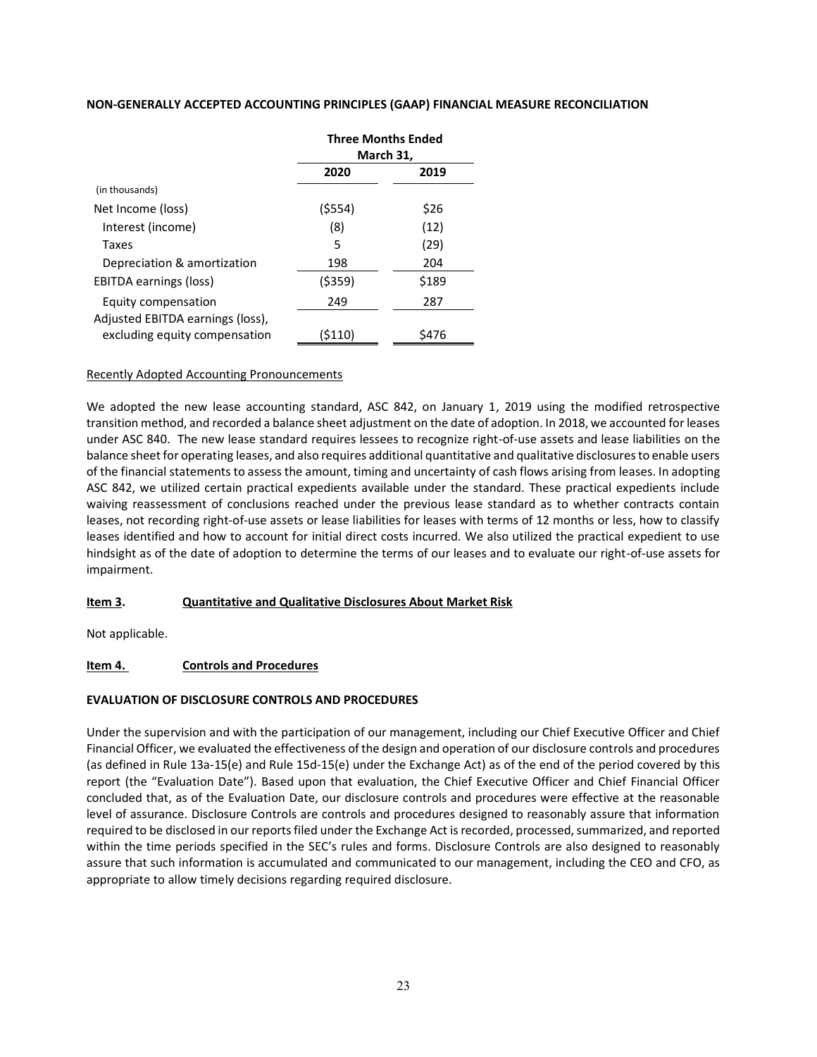**NON-GENERALLY ACCEPTED ACCOUNTING PRINCIPLES (GAAP) FINANCIAL MEASURE RECONCILIATION**

| | Three Months Ended March 31, | |
|---|---|---|
| | 2020 | 2019 |
| (in thousands) | | |
| Net Income (loss) | ($554) | $26 |
| Interest (income) | (8) | (12) |
| Taxes | 5 | (29) |
| Depreciation & amortization | 198 | 204 |
| EBITDA earnings (loss) | ($359) | $189 |
| Equity compensation | 249 | 287 |
| Adjusted EBITDA earnings (loss), excluding equity compensation | ($110) | $476 |

Recently Adopted Accounting Pronouncements

We adopted the new lease accounting standard, ASC 842, on January 1, 2019 using the modified retrospective transition method, and recorded a balance sheet adjustment on the date of adoption. In 2018, we accounted for leases under ASC 840. The new lease standard requires lessees to recognize right-of-use assets and lease liabilities on the balance sheet for operating leases, and also requires additional quantitative and qualitative disclosures to enable users of the financial statements to assess the amount, timing and uncertainty of cash flows arising from leases. In adopting ASC 842, we utilized certain practical expedients available under the standard. These practical expedients include waiving reassessment of conclusions reached under the previous lease standard as to whether contracts contain leases, not recording right-of-use assets or lease liabilities for leases with terms of 12 months or less, how to classify leases identified and how to account for initial direct costs incurred. We also utilized the practical expedient to use hindsight as of the date of adoption to determine the terms of our leases and to evaluate our right-of-use assets for impairment.

**Item 3. Quantitative and Qualitative Disclosures About Market Risk**

Not applicable.

**Item 4. Controls and Procedures**

**EVALUATION OF DISCLOSURE CONTROLS AND PROCEDURES**

Under the supervision and with the participation of our management, including our Chief Executive Officer and Chief Financial Officer, we evaluated the effectiveness of the design and operation of our disclosure controls and procedures (as defined in Rule 13a-15(e) and Rule 15d-15(e) under the Exchange Act) as of the end of the period covered by this report (the "Evaluation Date"). Based upon that evaluation, the Chief Executive Officer and Chief Financial Officer concluded that, as of the Evaluation Date, our disclosure controls and procedures were effective at the reasonable level of assurance. Disclosure Controls are controls and procedures designed to reasonably assure that information required to be disclosed in our reports filed under the Exchange Act is recorded, processed, summarized, and reported within the time periods specified in the SEC's rules and forms. Disclosure Controls are also designed to reasonably assure that such information is accumulated and communicated to our management, including the CEO and CFO, as appropriate to allow timely decisions regarding required disclosure.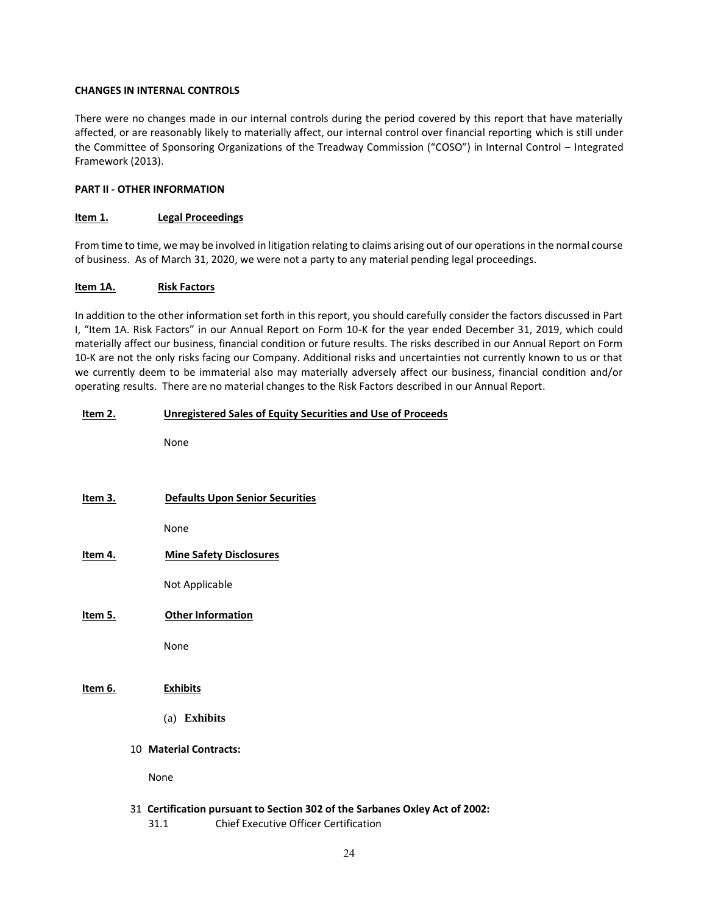**CHANGES IN INTERNAL CONTROLS**

There were no changes made in our internal controls during the period covered by this report that have materially affected, or are reasonably likely to materially affect, our internal control over financial reporting which is still under the Committee of Sponsoring Organizations of the Treadway Commission ("COSO") in Internal Control – Integrated Framework (2013).

**PART II - OTHER INFORMATION**

**Item 1. Legal Proceedings**

From time to time, we may be involved in litigation relating to claims arising out of our operations in the normal course of business. As of March 31, 2020, we were not a party to any material pending legal proceedings.

**Item 1A. Risk Factors**

In addition to the other information set forth in this report, you should carefully consider the factors discussed in Part I, "Item 1A. Risk Factors" in our Annual Report on Form 10-K for the year ended December 31, 2019, which could materially affect our business, financial condition or future results. The risks described in our Annual Report on Form 10-K are not the only risks facing our Company. Additional risks and uncertainties not currently known to us or that we currently deem to be immaterial also may materially adversely affect our business, financial condition and/or operating results. There are no material changes to the Risk Factors described in our Annual Report.

**Item 2. Unregistered Sales of Equity Securities and Use of Proceeds**

None

**Item 3. Defaults Upon Senior Securities**

None

**Item 4. Mine Safety Disclosures**

Not Applicable

**Item 5. Other Information**

None

**Item 6. Exhibits**

(a) **Exhibits**

10 **Material Contracts:**

None

31 **Certification pursuant to Section 302 of the Sarbanes Oxley Act of 2002:**

31.1 Chief Executive Officer Certification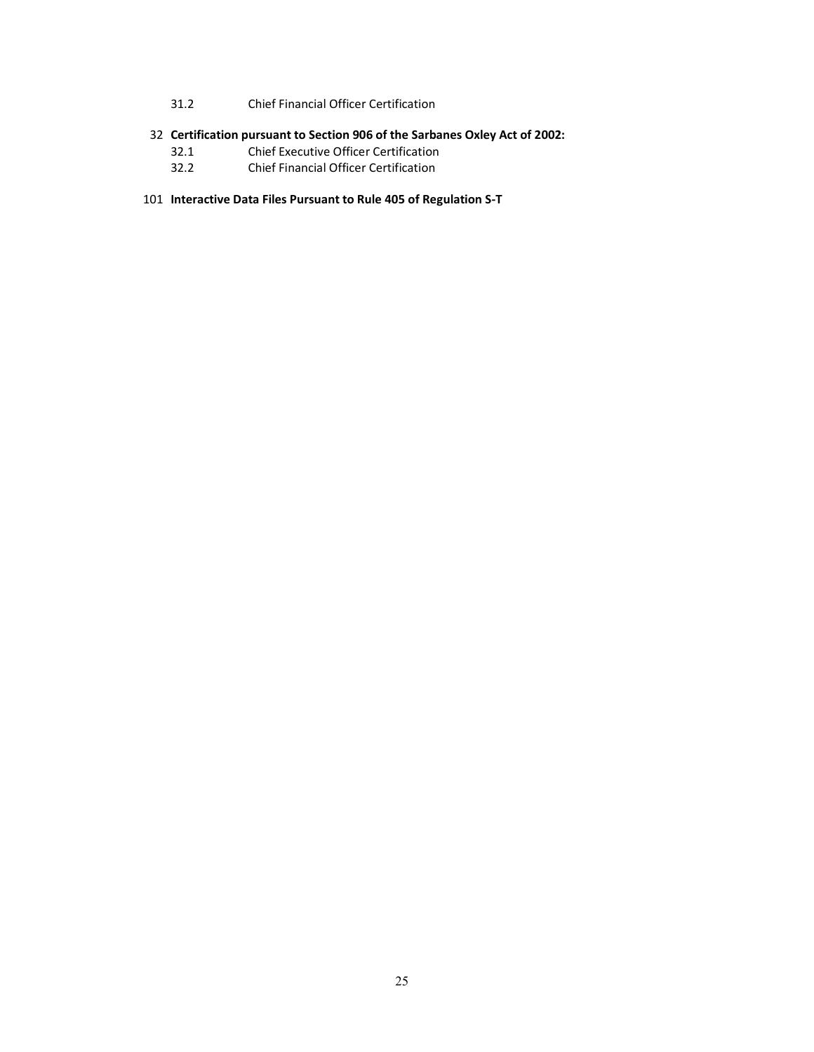31.2 Chief Financial Officer Certification

32 **Certification pursuant to Section 906 of the Sarbanes Oxley Act of 2002:**

32.1 Chief Executive Officer Certification

32.2 Chief Financial Officer Certification

101 **Interactive Data Files Pursuant to Rule 405 of Regulation S-T**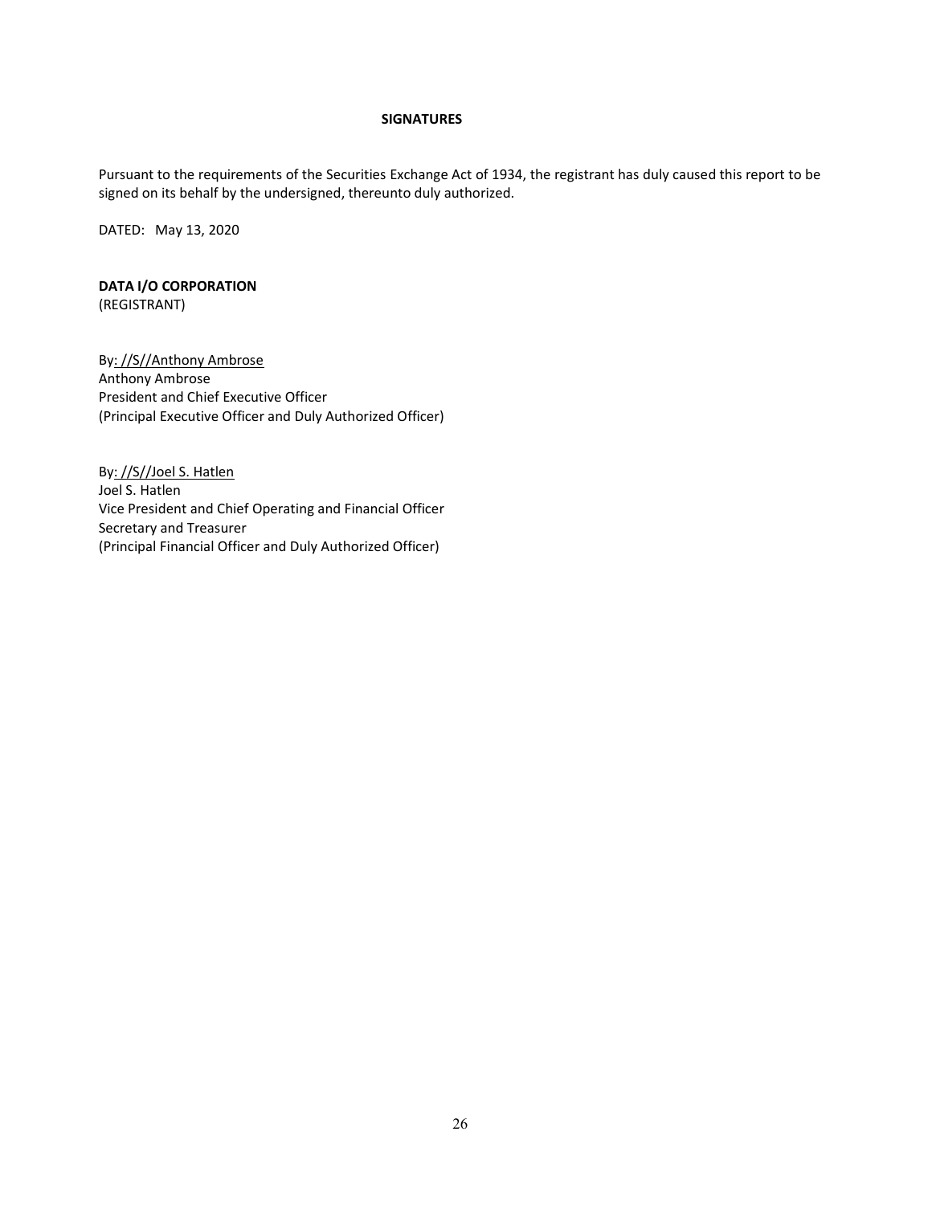## SIGNATURES

Pursuant to the requirements of the Securities Exchange Act of 1934, the registrant has duly caused this report to be signed on its behalf by the undersigned, thereunto duly authorized.

DATED: May 13, 2020

**DATA I/O CORPORATION**
(REGISTRANT)

By: //S//Anthony Ambrose
Anthony Ambrose
President and Chief Executive Officer
(Principal Executive Officer and Duly Authorized Officer)

By: //S//Joel S. Hatlen
Joel S. Hatlen
Vice President and Chief Operating and Financial Officer
Secretary and Treasurer
(Principal Financial Officer and Duly Authorized Officer)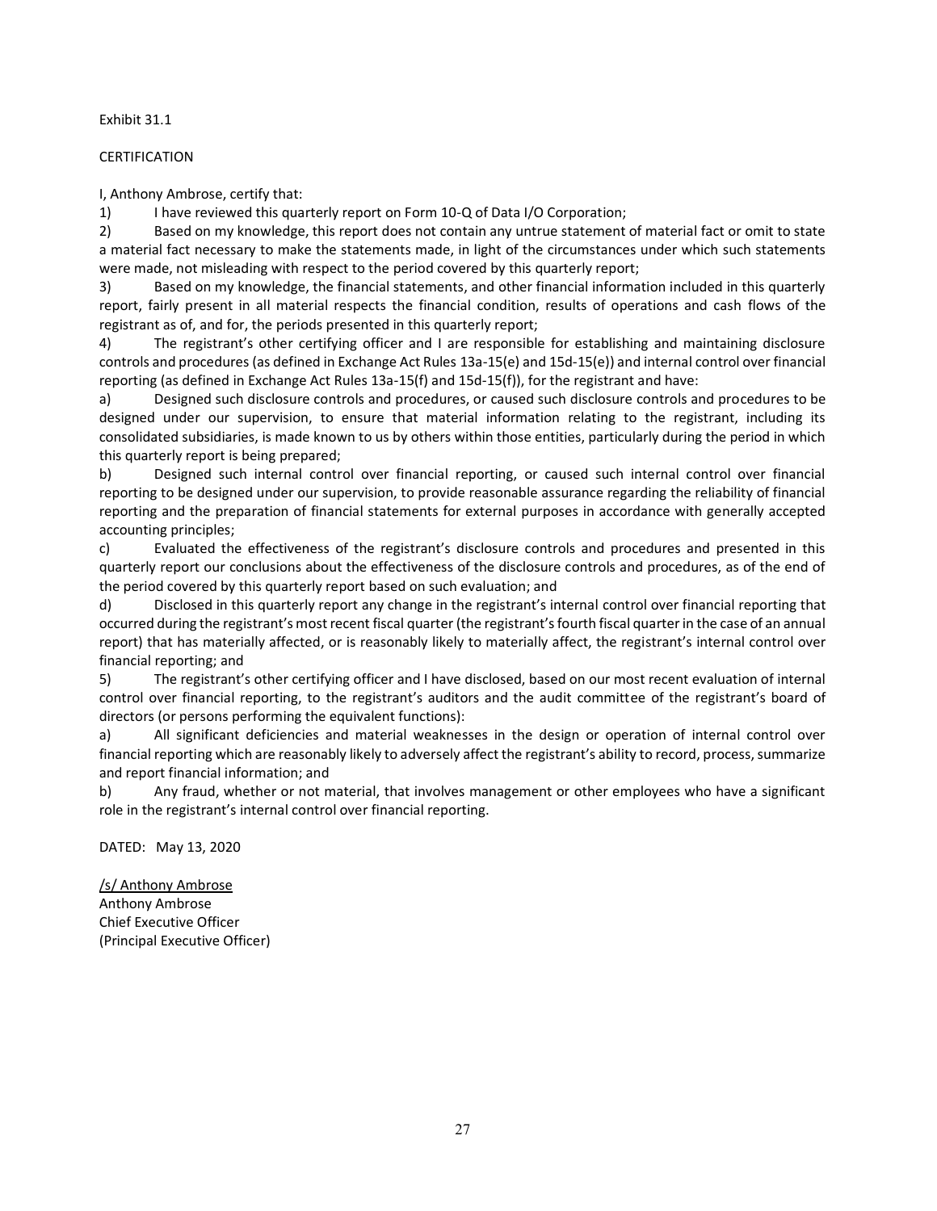Exhibit 31.1

CERTIFICATION

I, Anthony Ambrose, certify that:

1) I have reviewed this quarterly report on Form 10-Q of Data I/O Corporation;

2) Based on my knowledge, this report does not contain any untrue statement of material fact or omit to state a material fact necessary to make the statements made, in light of the circumstances under which such statements were made, not misleading with respect to the period covered by this quarterly report;

3) Based on my knowledge, the financial statements, and other financial information included in this quarterly report, fairly present in all material respects the financial condition, results of operations and cash flows of the registrant as of, and for, the periods presented in this quarterly report;

4) The registrant's other certifying officer and I are responsible for establishing and maintaining disclosure controls and procedures (as defined in Exchange Act Rules 13a-15(e) and 15d-15(e)) and internal control over financial reporting (as defined in Exchange Act Rules 13a-15(f) and 15d-15(f)), for the registrant and have:

a) Designed such disclosure controls and procedures, or caused such disclosure controls and procedures to be designed under our supervision, to ensure that material information relating to the registrant, including its consolidated subsidiaries, is made known to us by others within those entities, particularly during the period in which this quarterly report is being prepared;

b) Designed such internal control over financial reporting, or caused such internal control over financial reporting to be designed under our supervision, to provide reasonable assurance regarding the reliability of financial reporting and the preparation of financial statements for external purposes in accordance with generally accepted accounting principles;

c) Evaluated the effectiveness of the registrant's disclosure controls and procedures and presented in this quarterly report our conclusions about the effectiveness of the disclosure controls and procedures, as of the end of the period covered by this quarterly report based on such evaluation; and

d) Disclosed in this quarterly report any change in the registrant's internal control over financial reporting that occurred during the registrant's most recent fiscal quarter (the registrant's fourth fiscal quarter in the case of an annual report) that has materially affected, or is reasonably likely to materially affect, the registrant's internal control over financial reporting; and

5) The registrant's other certifying officer and I have disclosed, based on our most recent evaluation of internal control over financial reporting, to the registrant's auditors and the audit committee of the registrant's board of directors (or persons performing the equivalent functions):

a) All significant deficiencies and material weaknesses in the design or operation of internal control over financial reporting which are reasonably likely to adversely affect the registrant's ability to record, process, summarize and report financial information; and

b) Any fraud, whether or not material, that involves management or other employees who have a significant role in the registrant's internal control over financial reporting.

DATED: May 13, 2020

/s/ Anthony Ambrose
Anthony Ambrose
Chief Executive Officer
(Principal Executive Officer)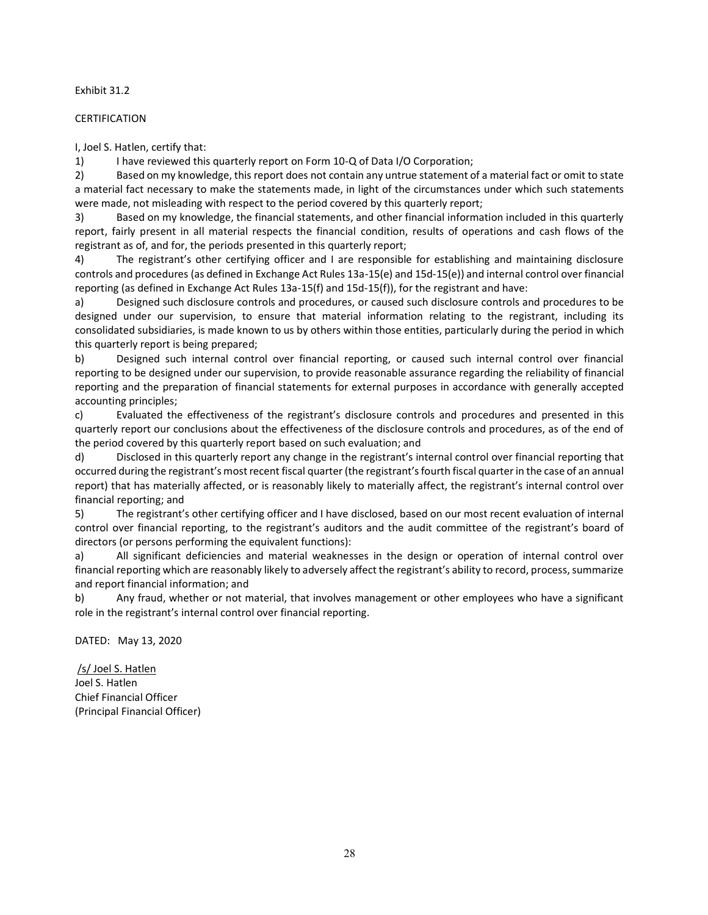Exhibit 31.2

CERTIFICATION

I, Joel S. Hatlen, certify that:

1) I have reviewed this quarterly report on Form 10-Q of Data I/O Corporation;

2) Based on my knowledge, this report does not contain any untrue statement of a material fact or omit to state a material fact necessary to make the statements made, in light of the circumstances under which such statements were made, not misleading with respect to the period covered by this quarterly report;

3) Based on my knowledge, the financial statements, and other financial information included in this quarterly report, fairly present in all material respects the financial condition, results of operations and cash flows of the registrant as of, and for, the periods presented in this quarterly report;

4) The registrant's other certifying officer and I are responsible for establishing and maintaining disclosure controls and procedures (as defined in Exchange Act Rules 13a-15(e) and 15d-15(e)) and internal control over financial reporting (as defined in Exchange Act Rules 13a-15(f) and 15d-15(f)), for the registrant and have:

a) Designed such disclosure controls and procedures, or caused such disclosure controls and procedures to be designed under our supervision, to ensure that material information relating to the registrant, including its consolidated subsidiaries, is made known to us by others within those entities, particularly during the period in which this quarterly report is being prepared;

b) Designed such internal control over financial reporting, or caused such internal control over financial reporting to be designed under our supervision, to provide reasonable assurance regarding the reliability of financial reporting and the preparation of financial statements for external purposes in accordance with generally accepted accounting principles;

c) Evaluated the effectiveness of the registrant's disclosure controls and procedures and presented in this quarterly report our conclusions about the effectiveness of the disclosure controls and procedures, as of the end of the period covered by this quarterly report based on such evaluation; and

d) Disclosed in this quarterly report any change in the registrant's internal control over financial reporting that occurred during the registrant's most recent fiscal quarter (the registrant's fourth fiscal quarter in the case of an annual report) that has materially affected, or is reasonably likely to materially affect, the registrant's internal control over financial reporting; and

5) The registrant's other certifying officer and I have disclosed, based on our most recent evaluation of internal control over financial reporting, to the registrant's auditors and the audit committee of the registrant's board of directors (or persons performing the equivalent functions):

a) All significant deficiencies and material weaknesses in the design or operation of internal control over financial reporting which are reasonably likely to adversely affect the registrant's ability to record, process, summarize and report financial information; and

b) Any fraud, whether or not material, that involves management or other employees who have a significant role in the registrant's internal control over financial reporting.

DATED: May 13, 2020

/s/ Joel S. Hatlen
Joel S. Hatlen
Chief Financial Officer
(Principal Financial Officer)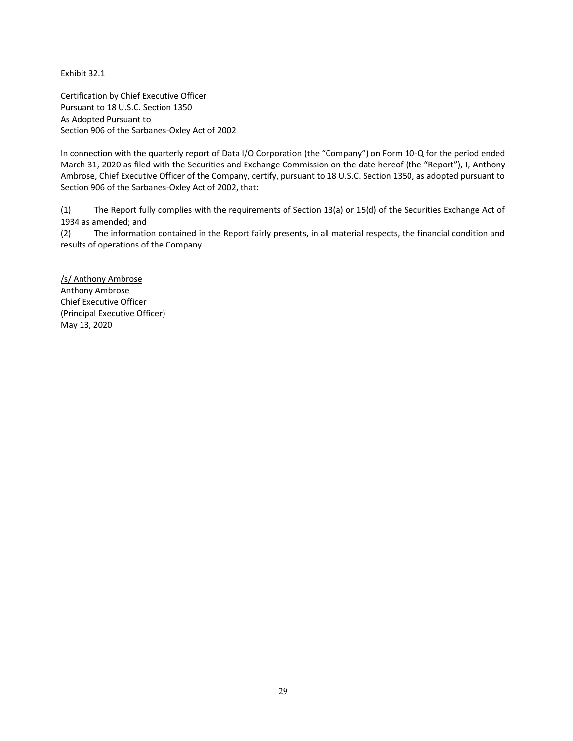Exhibit 32.1

Certification by Chief Executive Officer
Pursuant to 18 U.S.C. Section 1350
As Adopted Pursuant to
Section 906 of the Sarbanes-Oxley Act of 2002

In connection with the quarterly report of Data I/O Corporation (the "Company") on Form 10-Q for the period ended March 31, 2020 as filed with the Securities and Exchange Commission on the date hereof (the "Report"), I, Anthony Ambrose, Chief Executive Officer of the Company, certify, pursuant to 18 U.S.C. Section 1350, as adopted pursuant to Section 906 of the Sarbanes-Oxley Act of 2002, that:

(1) The Report fully complies with the requirements of Section 13(a) or 15(d) of the Securities Exchange Act of 1934 as amended; and
(2) The information contained in the Report fairly presents, in all material respects, the financial condition and results of operations of the Company.

/s/ Anthony Ambrose
Anthony Ambrose
Chief Executive Officer
(Principal Executive Officer)
May 13, 2020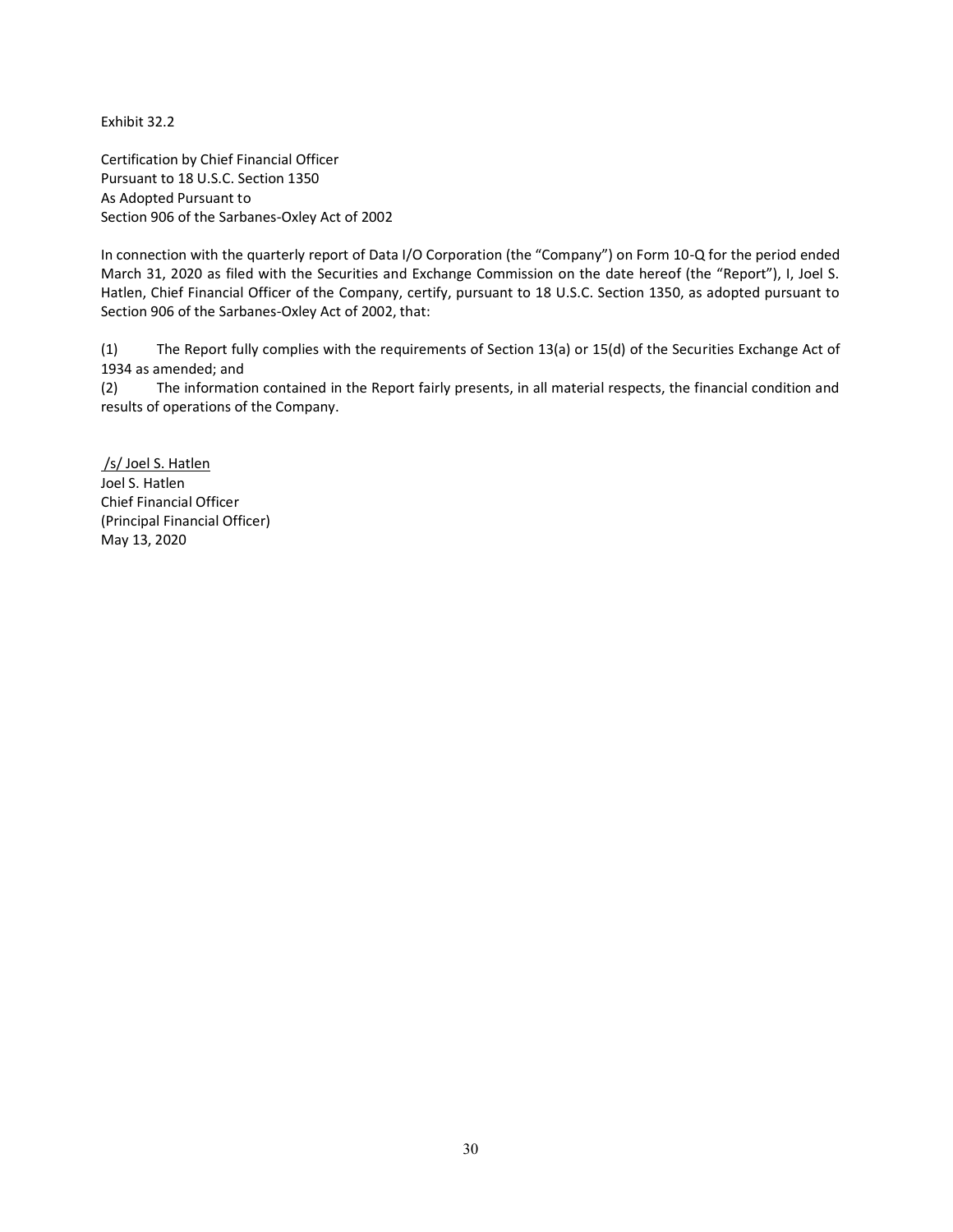Exhibit 32.2

Certification by Chief Financial Officer
Pursuant to 18 U.S.C. Section 1350
As Adopted Pursuant to
Section 906 of the Sarbanes-Oxley Act of 2002

In connection with the quarterly report of Data I/O Corporation (the "Company") on Form 10-Q for the period ended March 31, 2020 as filed with the Securities and Exchange Commission on the date hereof (the "Report"), I, Joel S. Hatlen, Chief Financial Officer of the Company, certify, pursuant to 18 U.S.C. Section 1350, as adopted pursuant to Section 906 of the Sarbanes-Oxley Act of 2002, that:

(1) The Report fully complies with the requirements of Section 13(a) or 15(d) of the Securities Exchange Act of 1934 as amended; and
(2) The information contained in the Report fairly presents, in all material respects, the financial condition and results of operations of the Company.

/s/ Joel S. Hatlen
Joel S. Hatlen
Chief Financial Officer
(Principal Financial Officer)
May 13, 2020